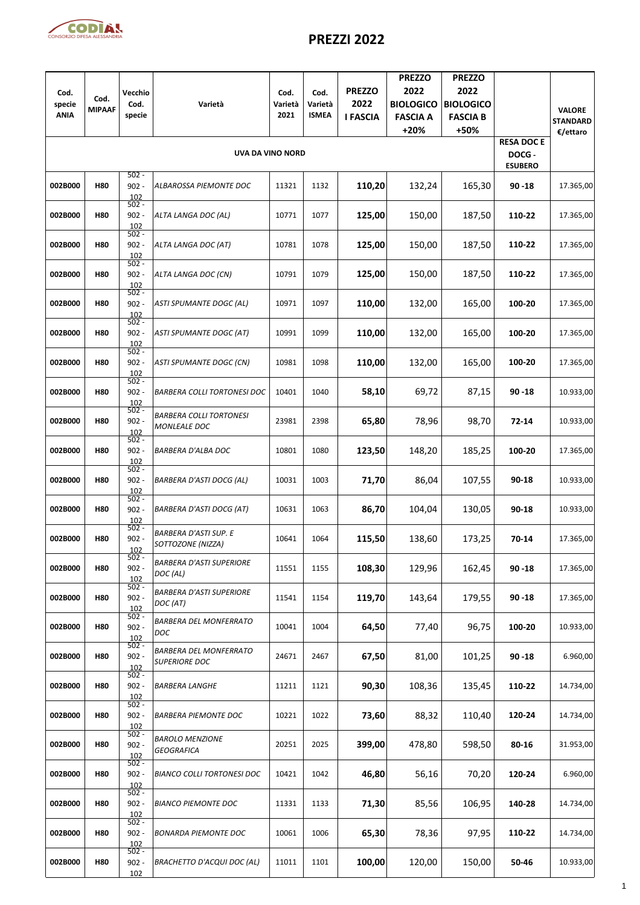# PREZZI 2022

| Cod. specie ANIA | Cod. MIPAAF | Vecchio Cod. specie | Varietà | Cod. Varietà 2021 | Cod. Varietà ISMEA | PREZZO 2022 I FASCIA | PREZZO 2022 BIOLOGICO FASCIA A +20% | PREZZO 2022 BIOLOGICO FASCIA B +50% | | VALORE STANDARD €/ettaro |
|---|---|---|---|---|---|---|---|---|---|---|
| | | | UVA DA VINO NORD | | | | | | RESA DOC E DOCG - ESUBERO | |
| 002B000 | H80 | 502 - 902 - 102 | *ALBAROSSA PIEMONTE DOC* | 11321 | 1132 | **110,20** | 132,24 | 165,30 | **90 -18** | 17.365,00 |
| 002B000 | H80 | 502 - 902 - 102 | *ALTA LANGA DOC (AL)* | 10771 | 1077 | **125,00** | 150,00 | 187,50 | **110-22** | 17.365,00 |
| 002B000 | H80 | 502 - 902 - 102 | *ALTA LANGA DOC (AT)* | 10781 | 1078 | **125,00** | 150,00 | 187,50 | **110-22** | 17.365,00 |
| 002B000 | H80 | 502 - 902 - 102 | *ALTA LANGA DOC (CN)* | 10791 | 1079 | **125,00** | 150,00 | 187,50 | **110-22** | 17.365,00 |
| 002B000 | H80 | 502 - 902 - 102 | *ASTI SPUMANTE DOGC (AL)* | 10971 | 1097 | **110,00** | 132,00 | 165,00 | **100-20** | 17.365,00 |
| 002B000 | H80 | 502 - 902 - 102 | *ASTI SPUMANTE DOGC (AT)* | 10991 | 1099 | **110,00** | 132,00 | 165,00 | **100-20** | 17.365,00 |
| 002B000 | H80 | 502 - 902 - 102 | *ASTI SPUMANTE DOGC (CN)* | 10981 | 1098 | **110,00** | 132,00 | 165,00 | **100-20** | 17.365,00 |
| 002B000 | H80 | 502 - 902 - 102 | *BARBERA COLLI TORTONESI DOC* | 10401 | 1040 | **58,10** | 69,72 | 87,15 | **90 -18** | 10.933,00 |
| 002B000 | H80 | 502 - 902 - 102 | *BARBERA COLLI TORTONESI MONLEALE DOC* | 23981 | 2398 | **65,80** | 78,96 | 98,70 | **72-14** | 10.933,00 |
| 002B000 | H80 | 502 - 902 - 102 | *BARBERA D'ALBA DOC* | 10801 | 1080 | **123,50** | 148,20 | 185,25 | **100-20** | 17.365,00 |
| 002B000 | H80 | 502 - 902 - 102 | *BARBERA D'ASTI DOCG (AL)* | 10031 | 1003 | **71,70** | 86,04 | 107,55 | **90-18** | 10.933,00 |
| 002B000 | H80 | 502 - 902 - 102 | *BARBERA D'ASTI DOCG (AT)* | 10631 | 1063 | **86,70** | 104,04 | 130,05 | **90-18** | 10.933,00 |
| 002B000 | H80 | 502 - 902 - 102 | *BARBERA D'ASTI SUP. E SOTTOZONE (NIZZA)* | 10641 | 1064 | **115,50** | 138,60 | 173,25 | **70-14** | 17.365,00 |
| 002B000 | H80 | 502 - 902 - 102 | *BARBERA D'ASTI SUPERIORE DOC (AL)* | 11551 | 1155 | **108,30** | 129,96 | 162,45 | **90 -18** | 17.365,00 |
| 002B000 | H80 | 502 - 902 - 102 | *BARBERA D'ASTI SUPERIORE DOC (AT)* | 11541 | 1154 | **119,70** | 143,64 | 179,55 | **90 -18** | 17.365,00 |
| 002B000 | H80 | 502 - 902 - 102 | *BARBERA DEL MONFERRATO DOC* | 10041 | 1004 | **64,50** | 77,40 | 96,75 | **100-20** | 10.933,00 |
| 002B000 | H80 | 502 - 902 - 102 | *BARBERA DEL MONFERRATO SUPERIORE DOC* | 24671 | 2467 | **67,50** | 81,00 | 101,25 | **90 -18** | 6.960,00 |
| 002B000 | H80 | 502 - 902 - 102 | *BARBERA LANGHE* | 11211 | 1121 | **90,30** | 108,36 | 135,45 | **110-22** | 14.734,00 |
| 002B000 | H80 | 502 - 902 - 102 | *BARBERA PIEMONTE DOC* | 10221 | 1022 | **73,60** | 88,32 | 110,40 | **120-24** | 14.734,00 |
| 002B000 | H80 | 502 - 902 - 102 | *BAROLO MENZIONE GEOGRAFICA* | 20251 | 2025 | **399,00** | 478,80 | 598,50 | **80-16** | 31.953,00 |
| 002B000 | H80 | 502 - 902 - 102 | *BIANCO COLLI TORTONESI DOC* | 10421 | 1042 | **46,80** | 56,16 | 70,20 | **120-24** | 6.960,00 |
| 002B000 | H80 | 502 - 902 - 102 | *BIANCO PIEMONTE DOC* | 11331 | 1133 | **71,30** | 85,56 | 106,95 | **140-28** | 14.734,00 |
| 002B000 | H80 | 502 - 902 - 102 | *BONARDA PIEMONTE DOC* | 10061 | 1006 | **65,30** | 78,36 | 97,95 | **110-22** | 14.734,00 |
| 002B000 | H80 | 502 - 902 - 102 | *BRACHETTO D'ACQUI DOC (AL)* | 11011 | 1101 | **100,00** | 120,00 | 150,00 | **50-46** | 10.933,00 |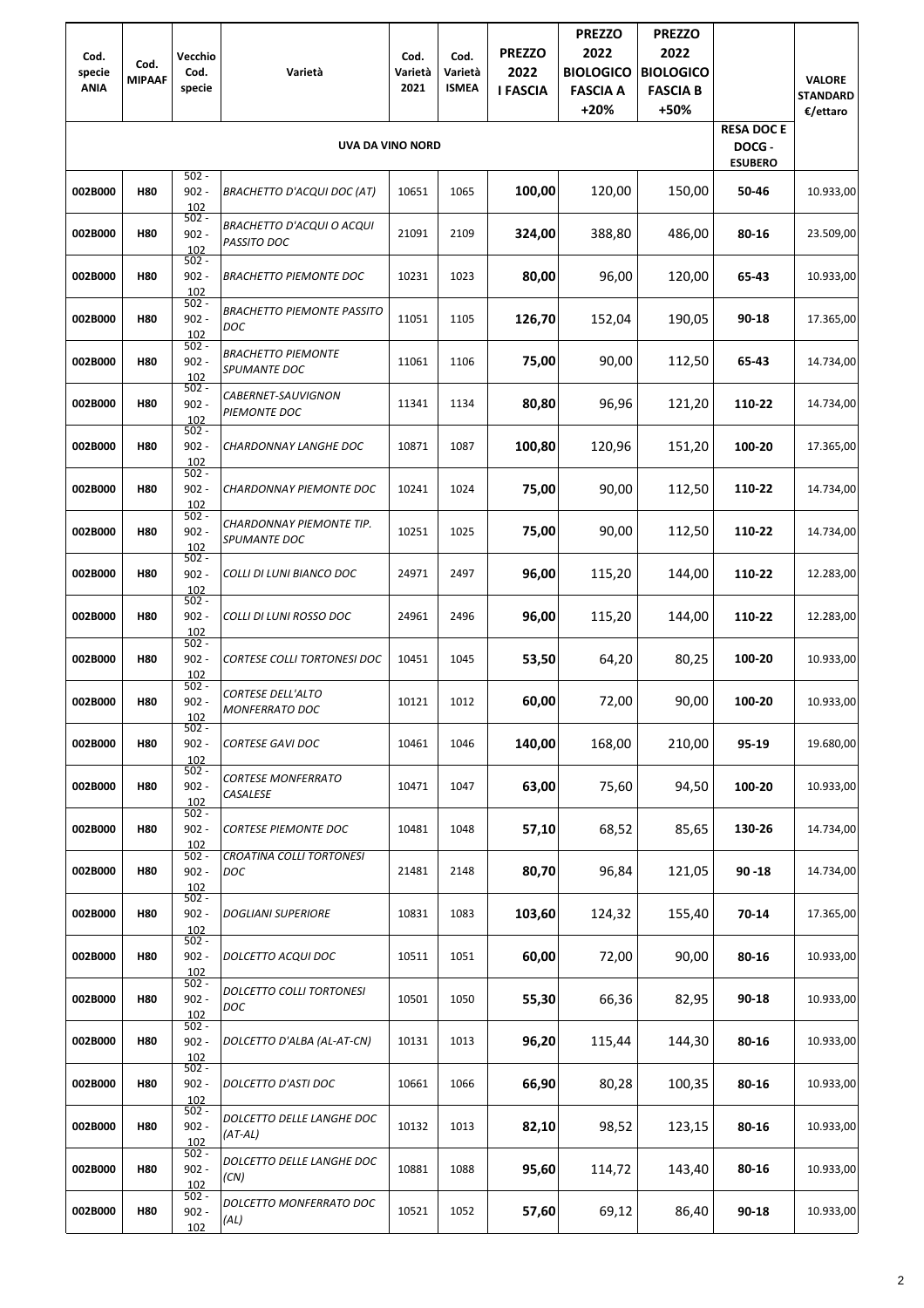| Cod. specie ANIA | Cod. MIPAAF | Vecchio Cod. specie | Varietà | Cod. Varietà 2021 | Cod. Varietà ISMEA | PREZZO 2022 I FASCIA | PREZZO 2022 BIOLOGICO FASCIA A +20% | PREZZO 2022 BIOLOGICO FASCIA B +50% | RESA DOC E DOCG - ESUBERO | VALORE STANDARD €/ettaro |
|---|---|---|---|---|---|---|---|---|---|---|
| UVA DA VINO NORD | | | | | | | | | | |
| 002B000 | H80 | 502 - 902 - 102 | *BRACHETTO D'ACQUI DOC (AT)* | 10651 | 1065 | **100,00** | 120,00 | 150,00 | **50-46** | 10.933,00 |
| 002B000 | H80 | 502 - 902 - 102 | *BRACHETTO D'ACQUI O ACQUI PASSITO DOC* | 21091 | 2109 | **324,00** | 388,80 | 486,00 | **80-16** | 23.509,00 |
| 002B000 | H80 | 502 - 902 - 102 | *BRACHETTO PIEMONTE DOC* | 10231 | 1023 | **80,00** | 96,00 | 120,00 | **65-43** | 10.933,00 |
| 002B000 | H80 | 502 - 902 - 102 | *BRACHETTO PIEMONTE PASSITO DOC* | 11051 | 1105 | **126,70** | 152,04 | 190,05 | **90-18** | 17.365,00 |
| 002B000 | H80 | 502 - 902 - 102 | *BRACHETTO PIEMONTE SPUMANTE DOC* | 11061 | 1106 | **75,00** | 90,00 | 112,50 | **65-43** | 14.734,00 |
| 002B000 | H80 | 502 - 902 - 102 | *CABERNET-SAUVIGNON PIEMONTE DOC* | 11341 | 1134 | **80,80** | 96,96 | 121,20 | **110-22** | 14.734,00 |
| 002B000 | H80 | 502 - 902 - 102 | *CHARDONNAY LANGHE DOC* | 10871 | 1087 | **100,80** | 120,96 | 151,20 | **100-20** | 17.365,00 |
| 002B000 | H80 | 502 - 902 - 102 | *CHARDONNAY PIEMONTE DOC* | 10241 | 1024 | **75,00** | 90,00 | 112,50 | **110-22** | 14.734,00 |
| 002B000 | H80 | 502 - 902 - 102 | *CHARDONNAY PIEMONTE TIP. SPUMANTE DOC* | 10251 | 1025 | **75,00** | 90,00 | 112,50 | **110-22** | 14.734,00 |
| 002B000 | H80 | 502 - 902 - 102 | *COLLI DI LUNI BIANCO DOC* | 24971 | 2497 | **96,00** | 115,20 | 144,00 | **110-22** | 12.283,00 |
| 002B000 | H80 | 502 - 902 - 102 | *COLLI DI LUNI ROSSO DOC* | 24961 | 2496 | **96,00** | 115,20 | 144,00 | **110-22** | 12.283,00 |
| 002B000 | H80 | 502 - 902 - 102 | *CORTESE COLLI TORTONESI DOC* | 10451 | 1045 | **53,50** | 64,20 | 80,25 | **100-20** | 10.933,00 |
| 002B000 | H80 | 502 - 902 - 102 | *CORTESE DELL'ALTO MONFERRATO DOC* | 10121 | 1012 | **60,00** | 72,00 | 90,00 | **100-20** | 10.933,00 |
| 002B000 | H80 | 502 - 902 - 102 | *CORTESE GAVI DOC* | 10461 | 1046 | **140,00** | 168,00 | 210,00 | **95-19** | 19.680,00 |
| 002B000 | H80 | 502 - 902 - 102 | *CORTESE MONFERRATO CASALESE* | 10471 | 1047 | **63,00** | 75,60 | 94,50 | **100-20** | 10.933,00 |
| 002B000 | H80 | 502 - 902 - 102 | *CORTESE PIEMONTE DOC* | 10481 | 1048 | **57,10** | 68,52 | 85,65 | **130-26** | 14.734,00 |
| 002B000 | H80 | 502 - 902 - 102 | *CROATINA COLLI TORTONESI DOC* | 21481 | 2148 | **80,70** | 96,84 | 121,05 | **90 -18** | 14.734,00 |
| 002B000 | H80 | 502 - 902 - 102 | *DOGLIANI SUPERIORE* | 10831 | 1083 | **103,60** | 124,32 | 155,40 | **70-14** | 17.365,00 |
| 002B000 | H80 | 502 - 902 - 102 | *DOLCETTO ACQUI DOC* | 10511 | 1051 | **60,00** | 72,00 | 90,00 | **80-16** | 10.933,00 |
| 002B000 | H80 | 502 - 902 - 102 | *DOLCETTO COLLI TORTONESI DOC* | 10501 | 1050 | **55,30** | 66,36 | 82,95 | **90-18** | 10.933,00 |
| 002B000 | H80 | 502 - 902 - 102 | *DOLCETTO D'ALBA (AL-AT-CN)* | 10131 | 1013 | **96,20** | 115,44 | 144,30 | **80-16** | 10.933,00 |
| 002B000 | H80 | 502 - 902 - 102 | *DOLCETTO D'ASTI DOC* | 10661 | 1066 | **66,90** | 80,28 | 100,35 | **80-16** | 10.933,00 |
| 002B000 | H80 | 502 - 902 - 102 | *DOLCETTO DELLE LANGHE DOC (AT-AL)* | 10132 | 1013 | **82,10** | 98,52 | 123,15 | **80-16** | 10.933,00 |
| 002B000 | H80 | 502 - 902 - 102 | *DOLCETTO DELLE LANGHE DOC (CN)* | 10881 | 1088 | **95,60** | 114,72 | 143,40 | **80-16** | 10.933,00 |
| 002B000 | H80 | 502 - 902 - 102 | *DOLCETTO MONFERRATO DOC (AL)* | 10521 | 1052 | **57,60** | 69,12 | 86,40 | **90-18** | 10.933,00 |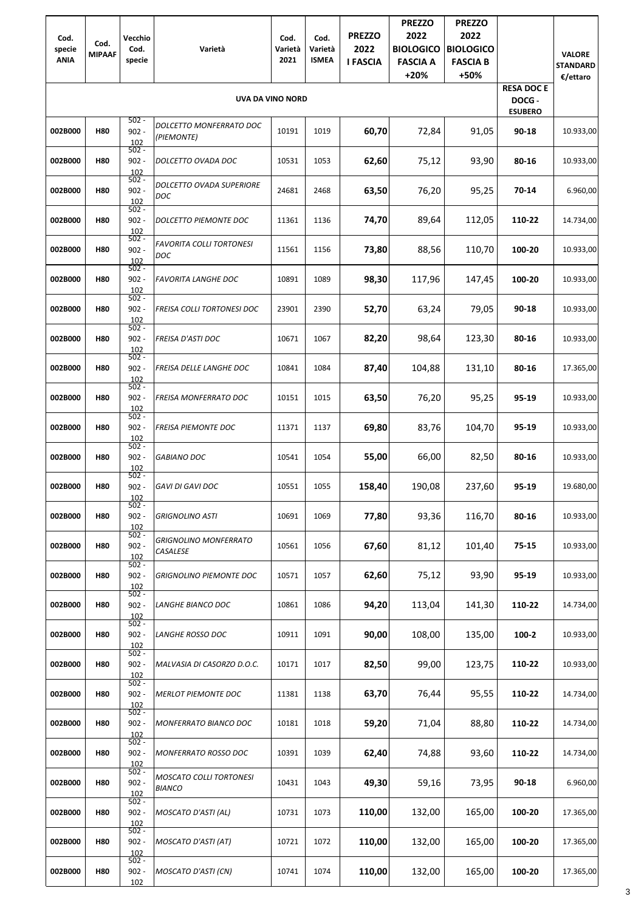| Cod. specie ANIA | Cod. MIPAAF | Vecchio Cod. specie | Varietà | Cod. Varietà 2021 | Cod. Varietà ISMEA | PREZZO 2022 I FASCIA | PREZZO 2022 BIOLOGICO FASCIA A +20% | PREZZO 2022 BIOLOGICO FASCIA B +50% | RESA DOC E DOCG - ESUBERO | VALORE STANDARD €/ettaro |
|---|---|---|---|---|---|---|---|---|---|---|
| UVA DA VINO NORD | | | | | | | | | | |
| 002B000 | H80 | 502 - 902 - 102 | *DOLCETTO MONFERRATO DOC (PIEMONTE)* | 10191 | 1019 | **60,70** | 72,84 | 91,05 | **90-18** | 10.933,00 |
| 002B000 | H80 | 502 - 902 - 102 | *DOLCETTO OVADA DOC* | 10531 | 1053 | **62,60** | 75,12 | 93,90 | **80-16** | 10.933,00 |
| 002B000 | H80 | 502 - 902 - 102 | *DOLCETTO OVADA SUPERIORE DOC* | 24681 | 2468 | **63,50** | 76,20 | 95,25 | **70-14** | 6.960,00 |
| 002B000 | H80 | 502 - 902 - 102 | *DOLCETTO PIEMONTE DOC* | 11361 | 1136 | **74,70** | 89,64 | 112,05 | **110-22** | 14.734,00 |
| 002B000 | H80 | 502 - 902 - 102 | *FAVORITA COLLI TORTONESI DOC* | 11561 | 1156 | **73,80** | 88,56 | 110,70 | **100-20** | 10.933,00 |
| 002B000 | H80 | 502 - 902 - 102 | *FAVORITA LANGHE DOC* | 10891 | 1089 | **98,30** | 117,96 | 147,45 | **100-20** | 10.933,00 |
| 002B000 | H80 | 502 - 902 - 102 | *FREISA COLLI TORTONESI DOC* | 23901 | 2390 | **52,70** | 63,24 | 79,05 | **90-18** | 10.933,00 |
| 002B000 | H80 | 502 - 902 - 102 | *FREISA D'ASTI DOC* | 10671 | 1067 | **82,20** | 98,64 | 123,30 | **80-16** | 10.933,00 |
| 002B000 | H80 | 502 - 902 - 102 | *FREISA DELLE LANGHE DOC* | 10841 | 1084 | **87,40** | 104,88 | 131,10 | **80-16** | 17.365,00 |
| 002B000 | H80 | 502 - 902 - 102 | *FREISA MONFERRATO DOC* | 10151 | 1015 | **63,50** | 76,20 | 95,25 | **95-19** | 10.933,00 |
| 002B000 | H80 | 502 - 902 - 102 | *FREISA PIEMONTE DOC* | 11371 | 1137 | **69,80** | 83,76 | 104,70 | **95-19** | 10.933,00 |
| 002B000 | H80 | 502 - 902 - 102 | *GABIANO DOC* | 10541 | 1054 | **55,00** | 66,00 | 82,50 | **80-16** | 10.933,00 |
| 002B000 | H80 | 502 - 902 - 102 | *GAVI DI GAVI DOC* | 10551 | 1055 | **158,40** | 190,08 | 237,60 | **95-19** | 19.680,00 |
| 002B000 | H80 | 502 - 902 - 102 | *GRIGNOLINO ASTI* | 10691 | 1069 | **77,80** | 93,36 | 116,70 | **80-16** | 10.933,00 |
| 002B000 | H80 | 502 - 902 - 102 | *GRIGNOLINO MONFERRATO CASALESE* | 10561 | 1056 | **67,60** | 81,12 | 101,40 | **75-15** | 10.933,00 |
| 002B000 | H80 | 502 - 902 - 102 | *GRIGNOLINO PIEMONTE DOC* | 10571 | 1057 | **62,60** | 75,12 | 93,90 | **95-19** | 10.933,00 |
| 002B000 | H80 | 502 - 902 - 102 | *LANGHE BIANCO DOC* | 10861 | 1086 | **94,20** | 113,04 | 141,30 | **110-22** | 14.734,00 |
| 002B000 | H80 | 502 - 902 - 102 | *LANGHE ROSSO DOC* | 10911 | 1091 | **90,00** | 108,00 | 135,00 | **100-2** | 10.933,00 |
| 002B000 | H80 | 502 - 902 - 102 | *MALVASIA DI CASORZO D.O.C.* | 10171 | 1017 | **82,50** | 99,00 | 123,75 | **110-22** | 10.933,00 |
| 002B000 | H80 | 502 - 902 - 102 | *MERLOT PIEMONTE DOC* | 11381 | 1138 | **63,70** | 76,44 | 95,55 | **110-22** | 14.734,00 |
| 002B000 | H80 | 502 - 902 - 102 | *MONFERRATO BIANCO DOC* | 10181 | 1018 | **59,20** | 71,04 | 88,80 | **110-22** | 14.734,00 |
| 002B000 | H80 | 502 - 902 - 102 | *MONFERRATO ROSSO DOC* | 10391 | 1039 | **62,40** | 74,88 | 93,60 | **110-22** | 14.734,00 |
| 002B000 | H80 | 502 - 902 - 102 | *MOSCATO COLLI TORTONESI BIANCO* | 10431 | 1043 | **49,30** | 59,16 | 73,95 | **90-18** | 6.960,00 |
| 002B000 | H80 | 502 - 902 - 102 | *MOSCATO D'ASTI (AL)* | 10731 | 1073 | **110,00** | 132,00 | 165,00 | **100-20** | 17.365,00 |
| 002B000 | H80 | 502 - 902 - 102 | *MOSCATO D'ASTI (AT)* | 10721 | 1072 | **110,00** | 132,00 | 165,00 | **100-20** | 17.365,00 |
| 002B000 | H80 | 502 - 902 - 102 | *MOSCATO D'ASTI (CN)* | 10741 | 1074 | **110,00** | 132,00 | 165,00 | **100-20** | 17.365,00 |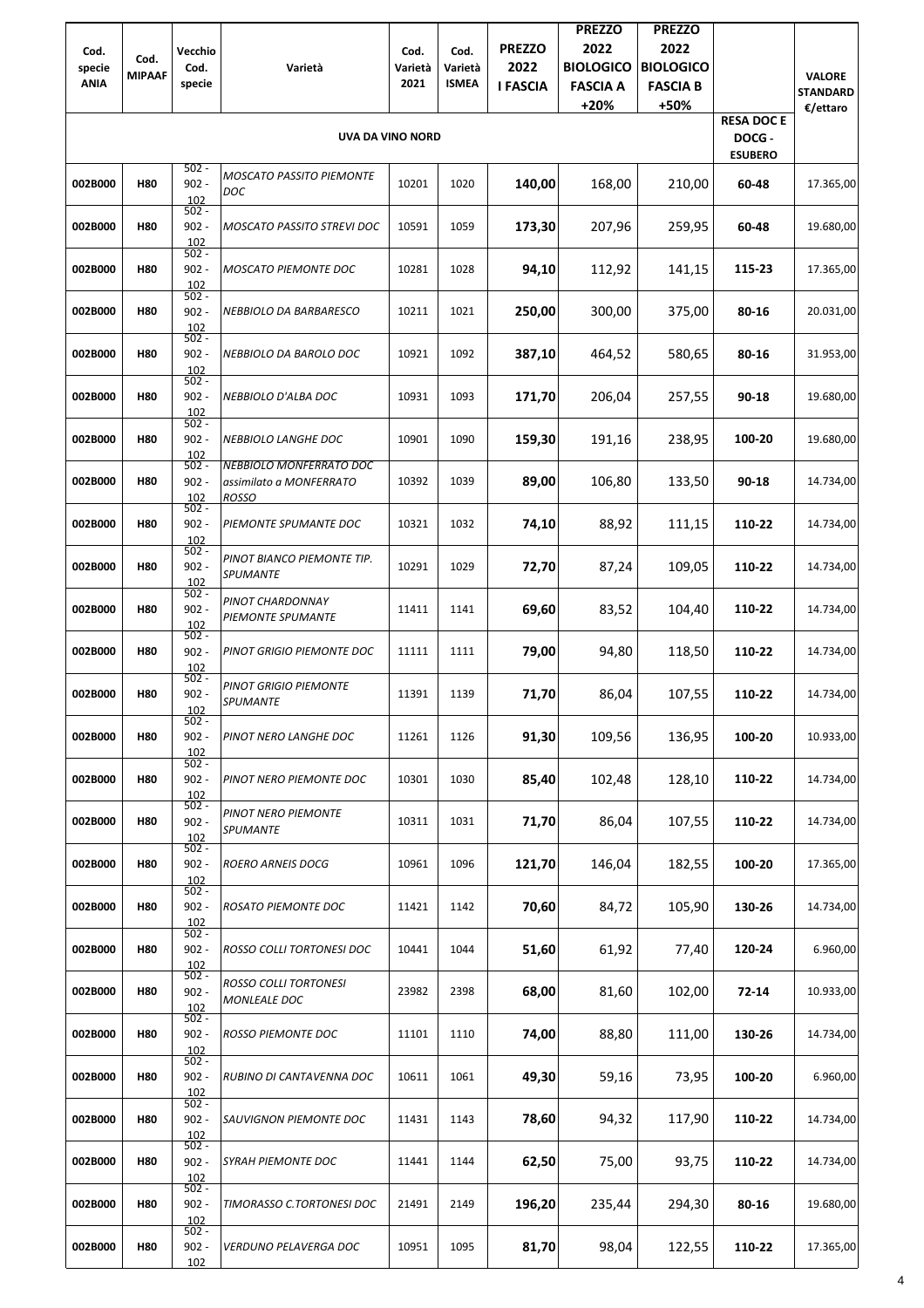| Cod. specie ANIA | Cod. MIPAAF | Vecchio Cod. specie | Varietà | Cod. Varietà 2021 | Cod. Varietà ISMEA | PREZZO 2022 I FASCIA | PREZZO 2022 BIOLOGICO FASCIA A +20% | PREZZO 2022 BIOLOGICO FASCIA B +50% | RESA DOC E DOCG - ESUBERO | VALORE STANDARD €/ettaro |
|---|---|---|---|---|---|---|---|---|---|---|
| | | | **UVA DA VINO NORD** | | | | | | | |
| **002B000** | **H80** | 502 - 902 - 102 | *MOSCATO PASSITO PIEMONTE DOC* | 10201 | 1020 | **140,00** | 168,00 | 210,00 | **60-48** | 17.365,00 |
| **002B000** | **H80** | 502 - 902 - 102 | *MOSCATO PASSITO STREVI DOC* | 10591 | 1059 | **173,30** | 207,96 | 259,95 | **60-48** | 19.680,00 |
| **002B000** | **H80** | 502 - 902 - 102 | *MOSCATO PIEMONTE DOC* | 10281 | 1028 | **94,10** | 112,92 | 141,15 | **115-23** | 17.365,00 |
| **002B000** | **H80** | 502 - 902 - 102 | *NEBBIOLO DA BARBARESCO* | 10211 | 1021 | **250,00** | 300,00 | 375,00 | **80-16** | 20.031,00 |
| **002B000** | **H80** | 502 - 902 - 102 | *NEBBIOLO DA BAROLO DOC* | 10921 | 1092 | **387,10** | 464,52 | 580,65 | **80-16** | 31.953,00 |
| **002B000** | **H80** | 502 - 902 - 102 | *NEBBIOLO D'ALBA DOC* | 10931 | 1093 | **171,70** | 206,04 | 257,55 | **90-18** | 19.680,00 |
| **002B000** | **H80** | 502 - 902 - 102 | *NEBBIOLO LANGHE DOC* | 10901 | 1090 | **159,30** | 191,16 | 238,95 | **100-20** | 19.680,00 |
| **002B000** | **H80** | 502 - 902 - 102 | *NEBBIOLO MONFERRATO DOC assimilato a MONFERRATO ROSSO* | 10392 | 1039 | **89,00** | 106,80 | 133,50 | **90-18** | 14.734,00 |
| **002B000** | **H80** | 502 - 902 - 102 | *PIEMONTE SPUMANTE DOC* | 10321 | 1032 | **74,10** | 88,92 | 111,15 | **110-22** | 14.734,00 |
| **002B000** | **H80** | 502 - 902 - 102 | *PINOT BIANCO PIEMONTE TIP. SPUMANTE* | 10291 | 1029 | **72,70** | 87,24 | 109,05 | **110-22** | 14.734,00 |
| **002B000** | **H80** | 502 - 902 - 102 | *PINOT CHARDONNAY PIEMONTE SPUMANTE* | 11411 | 1141 | **69,60** | 83,52 | 104,40 | **110-22** | 14.734,00 |
| **002B000** | **H80** | 502 - 902 - 102 | *PINOT GRIGIO PIEMONTE DOC* | 11111 | 1111 | **79,00** | 94,80 | 118,50 | **110-22** | 14.734,00 |
| **002B000** | **H80** | 502 - 902 - 102 | *PINOT GRIGIO PIEMONTE SPUMANTE* | 11391 | 1139 | **71,70** | 86,04 | 107,55 | **110-22** | 14.734,00 |
| **002B000** | **H80** | 502 - 902 - 102 | *PINOT NERO LANGHE DOC* | 11261 | 1126 | **91,30** | 109,56 | 136,95 | **100-20** | 10.933,00 |
| **002B000** | **H80** | 502 - 902 - 102 | *PINOT NERO PIEMONTE DOC* | 10301 | 1030 | **85,40** | 102,48 | 128,10 | **110-22** | 14.734,00 |
| **002B000** | **H80** | 502 - 902 - 102 | *PINOT NERO PIEMONTE SPUMANTE* | 10311 | 1031 | **71,70** | 86,04 | 107,55 | **110-22** | 14.734,00 |
| **002B000** | **H80** | 502 - 902 - 102 | *ROERO ARNEIS DOCG* | 10961 | 1096 | **121,70** | 146,04 | 182,55 | **100-20** | 17.365,00 |
| **002B000** | **H80** | 502 - 902 - 102 | *ROSATO PIEMONTE DOC* | 11421 | 1142 | **70,60** | 84,72 | 105,90 | **130-26** | 14.734,00 |
| **002B000** | **H80** | 502 - 902 - 102 | *ROSSO COLLI TORTONESI DOC* | 10441 | 1044 | **51,60** | 61,92 | 77,40 | **120-24** | 6.960,00 |
| **002B000** | **H80** | 502 - 902 - 102 | *ROSSO COLLI TORTONESI MONLEALE DOC* | 23982 | 2398 | **68,00** | 81,60 | 102,00 | **72-14** | 10.933,00 |
| **002B000** | **H80** | 502 - 902 - 102 | *ROSSO PIEMONTE DOC* | 11101 | 1110 | **74,00** | 88,80 | 111,00 | **130-26** | 14.734,00 |
| **002B000** | **H80** | 502 - 902 - 102 | *RUBINO DI CANTAVENNA DOC* | 10611 | 1061 | **49,30** | 59,16 | 73,95 | **100-20** | 6.960,00 |
| **002B000** | **H80** | 502 - 902 - 102 | *SAUVIGNON PIEMONTE DOC* | 11431 | 1143 | **78,60** | 94,32 | 117,90 | **110-22** | 14.734,00 |
| **002B000** | **H80** | 502 - 902 - 102 | *SYRAH PIEMONTE DOC* | 11441 | 1144 | **62,50** | 75,00 | 93,75 | **110-22** | 14.734,00 |
| **002B000** | **H80** | 502 - 902 - 102 | *TIMORASSO C.TORTONESI DOC* | 21491 | 2149 | **196,20** | 235,44 | 294,30 | **80-16** | 19.680,00 |
| **002B000** | **H80** | 502 - 902 - 102 | *VERDUNO PELAVERGA DOC* | 10951 | 1095 | **81,70** | 98,04 | 122,55 | **110-22** | 17.365,00 |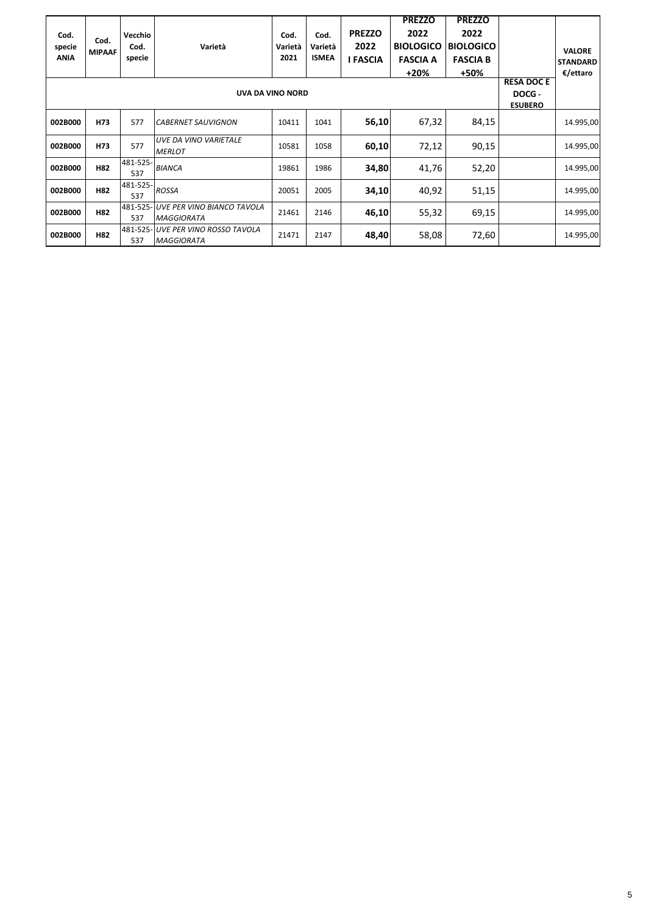| Cod. specie ANIA | Cod. MIPAAF | Vecchio Cod. specie | Varietà | Cod. Varietà 2021 | Cod. Varietà ISMEA | PREZZO 2022 I FASCIA | PREZZO 2022 BIOLOGICO FASCIA A +20% | PREZZO 2022 BIOLOGICO FASCIA B +50% | | VALORE STANDARD €/ettaro |
|---|---|---|---|---|---|---|---|---|---|---|
| UVA DA VINO NORD | | | | | | | | | RESA DOC E DOCG - ESUBERO | |
| **002B000** | **H73** | 577 | *CABERNET SAUVIGNON* | 10411 | 1041 | **56,10** | 67,32 | 84,15 | | 14.995,00 |
| **002B000** | **H73** | 577 | *UVE DA VINO VARIETALE MERLOT* | 10581 | 1058 | **60,10** | 72,12 | 90,15 | | 14.995,00 |
| **002B000** | **H82** | 481-525-537 | *BIANCA* | 19861 | 1986 | **34,80** | 41,76 | 52,20 | | 14.995,00 |
| **002B000** | **H82** | 481-525-537 | *ROSSA* | 20051 | 2005 | **34,10** | 40,92 | 51,15 | | 14.995,00 |
| **002B000** | **H82** | 481-525-537 | *UVE PER VINO BIANCO TAVOLA MAGGIORATA* | 21461 | 2146 | **46,10** | 55,32 | 69,15 | | 14.995,00 |
| **002B000** | **H82** | 481-525-537 | *UVE PER VINO ROSSO TAVOLA MAGGIORATA* | 21471 | 2147 | **48,40** | 58,08 | 72,60 | | 14.995,00 |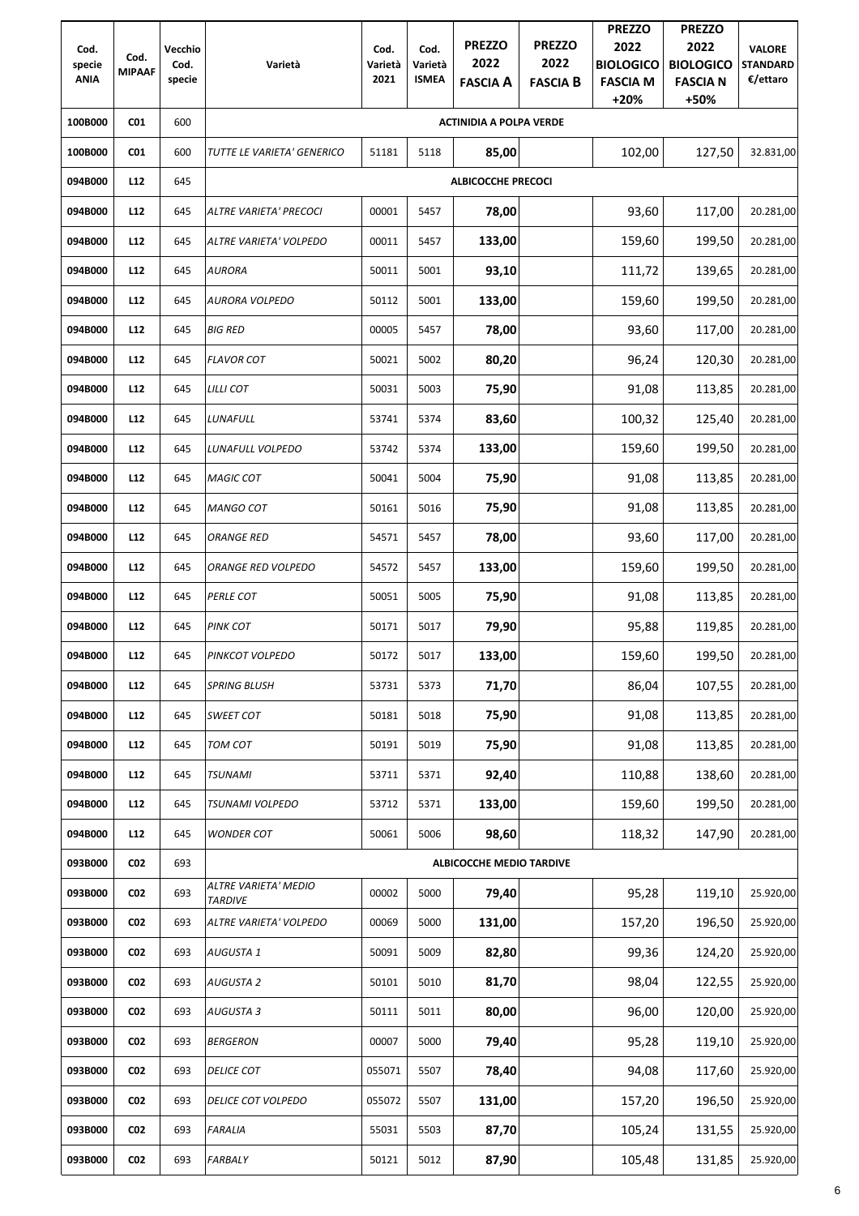| Cod. specie ANIA | Cod. MIPAAF | Vecchio Cod. specie | Varietà | Cod. Varietà 2021 | Cod. Varietà ISMEA | PREZZO 2022 FASCIA A | PREZZO 2022 FASCIA B | PREZZO 2022 BIOLOGICO FASCIA M +20% | PREZZO 2022 BIOLOGICO FASCIA N +50% | VALORE STANDARD €/ettaro |
|---|---|---|---|---|---|---|---|---|---|---|
| 100B000 | C01 | 600 | **ACTINIDIA A POLPA VERDE** | | | | | | | |
| 100B000 | C01 | 600 | *TUTTE LE VARIETA' GENERICO* | 51181 | 5118 | **85,00** | | 102,00 | 127,50 | 32.831,00 |
| 094B000 | L12 | 645 | **ALBICOCCHE PRECOCI** | | | | | | | |
| 094B000 | L12 | 645 | *ALTRE VARIETA' PRECOCI* | 00001 | 5457 | **78,00** | | 93,60 | 117,00 | 20.281,00 |
| 094B000 | L12 | 645 | *ALTRE VARIETA' VOLPEDO* | 00011 | 5457 | **133,00** | | 159,60 | 199,50 | 20.281,00 |
| 094B000 | L12 | 645 | *AURORA* | 50011 | 5001 | **93,10** | | 111,72 | 139,65 | 20.281,00 |
| 094B000 | L12 | 645 | *AURORA VOLPEDO* | 50112 | 5001 | **133,00** | | 159,60 | 199,50 | 20.281,00 |
| 094B000 | L12 | 645 | *BIG RED* | 00005 | 5457 | **78,00** | | 93,60 | 117,00 | 20.281,00 |
| 094B000 | L12 | 645 | *FLAVOR COT* | 50021 | 5002 | **80,20** | | 96,24 | 120,30 | 20.281,00 |
| 094B000 | L12 | 645 | *LILLI COT* | 50031 | 5003 | **75,90** | | 91,08 | 113,85 | 20.281,00 |
| 094B000 | L12 | 645 | *LUNAFULL* | 53741 | 5374 | **83,60** | | 100,32 | 125,40 | 20.281,00 |
| 094B000 | L12 | 645 | *LUNAFULL VOLPEDO* | 53742 | 5374 | **133,00** | | 159,60 | 199,50 | 20.281,00 |
| 094B000 | L12 | 645 | *MAGIC COT* | 50041 | 5004 | **75,90** | | 91,08 | 113,85 | 20.281,00 |
| 094B000 | L12 | 645 | *MANGO COT* | 50161 | 5016 | **75,90** | | 91,08 | 113,85 | 20.281,00 |
| 094B000 | L12 | 645 | *ORANGE RED* | 54571 | 5457 | **78,00** | | 93,60 | 117,00 | 20.281,00 |
| 094B000 | L12 | 645 | *ORANGE RED VOLPEDO* | 54572 | 5457 | **133,00** | | 159,60 | 199,50 | 20.281,00 |
| 094B000 | L12 | 645 | *PERLE COT* | 50051 | 5005 | **75,90** | | 91,08 | 113,85 | 20.281,00 |
| 094B000 | L12 | 645 | *PINK COT* | 50171 | 5017 | **79,90** | | 95,88 | 119,85 | 20.281,00 |
| 094B000 | L12 | 645 | *PINKCOT VOLPEDO* | 50172 | 5017 | **133,00** | | 159,60 | 199,50 | 20.281,00 |
| 094B000 | L12 | 645 | *SPRING BLUSH* | 53731 | 5373 | **71,70** | | 86,04 | 107,55 | 20.281,00 |
| 094B000 | L12 | 645 | *SWEET COT* | 50181 | 5018 | **75,90** | | 91,08 | 113,85 | 20.281,00 |
| 094B000 | L12 | 645 | *TOM COT* | 50191 | 5019 | **75,90** | | 91,08 | 113,85 | 20.281,00 |
| 094B000 | L12 | 645 | *TSUNAMI* | 53711 | 5371 | **92,40** | | 110,88 | 138,60 | 20.281,00 |
| 094B000 | L12 | 645 | *TSUNAMI VOLPEDO* | 53712 | 5371 | **133,00** | | 159,60 | 199,50 | 20.281,00 |
| 094B000 | L12 | 645 | *WONDER COT* | 50061 | 5006 | **98,60** | | 118,32 | 147,90 | 20.281,00 |
| 093B000 | C02 | 693 | **ALBICOCCHE MEDIO TARDIVE** | | | | | | | |
| 093B000 | C02 | 693 | *ALTRE VARIETA' MEDIO TARDIVE* | 00002 | 5000 | **79,40** | | 95,28 | 119,10 | 25.920,00 |
| 093B000 | C02 | 693 | *ALTRE VARIETA' VOLPEDO* | 00069 | 5000 | **131,00** | | 157,20 | 196,50 | 25.920,00 |
| 093B000 | C02 | 693 | *AUGUSTA 1* | 50091 | 5009 | **82,80** | | 99,36 | 124,20 | 25.920,00 |
| 093B000 | C02 | 693 | *AUGUSTA 2* | 50101 | 5010 | **81,70** | | 98,04 | 122,55 | 25.920,00 |
| 093B000 | C02 | 693 | *AUGUSTA 3* | 50111 | 5011 | **80,00** | | 96,00 | 120,00 | 25.920,00 |
| 093B000 | C02 | 693 | *BERGERON* | 00007 | 5000 | **79,40** | | 95,28 | 119,10 | 25.920,00 |
| 093B000 | C02 | 693 | *DELICE COT* | 055071 | 5507 | **78,40** | | 94,08 | 117,60 | 25.920,00 |
| 093B000 | C02 | 693 | *DELICE COT VOLPEDO* | 055072 | 5507 | **131,00** | | 157,20 | 196,50 | 25.920,00 |
| 093B000 | C02 | 693 | *FARALIA* | 55031 | 5503 | **87,70** | | 105,24 | 131,55 | 25.920,00 |
| 093B000 | C02 | 693 | *FARBALY* | 50121 | 5012 | **87,90** | | 105,48 | 131,85 | 25.920,00 |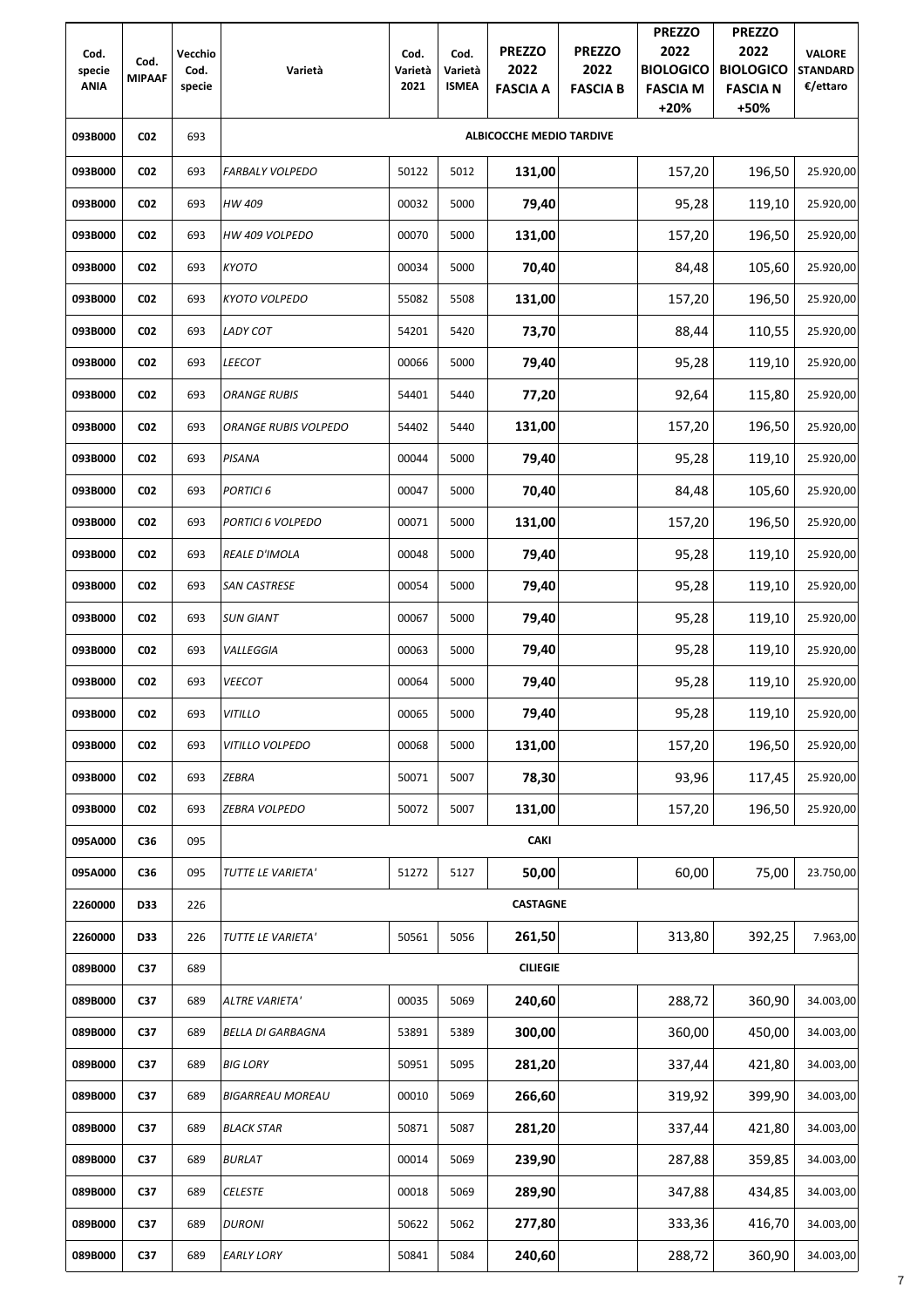| Cod. specie ANIA | Cod. MIPAAF | Vecchio Cod. specie | Varietà | Cod. Varietà 2021 | Cod. Varietà ISMEA | PREZZO 2022 FASCIA A | PREZZO 2022 FASCIA B | PREZZO 2022 BIOLOGICO FASCIA M +20% | PREZZO 2022 BIOLOGICO FASCIA N +50% | VALORE STANDARD €/ettaro |
|---|---|---|---|---|---|---|---|---|---|---|
| 093B000 | C02 | 693 | **ALBICOCCHE MEDIO TARDIVE** | | | | | | | |
| 093B000 | C02 | 693 | *FARBALY VOLPEDO* | 50122 | 5012 | **131,00** | | 157,20 | 196,50 | 25.920,00 |
| 093B000 | C02 | 693 | *HW 409* | 00032 | 5000 | **79,40** | | 95,28 | 119,10 | 25.920,00 |
| 093B000 | C02 | 693 | *HW 409 VOLPEDO* | 00070 | 5000 | **131,00** | | 157,20 | 196,50 | 25.920,00 |
| 093B000 | C02 | 693 | *KYOTO* | 00034 | 5000 | **70,40** | | 84,48 | 105,60 | 25.920,00 |
| 093B000 | C02 | 693 | *KYOTO VOLPEDO* | 55082 | 5508 | **131,00** | | 157,20 | 196,50 | 25.920,00 |
| 093B000 | C02 | 693 | *LADY COT* | 54201 | 5420 | **73,70** | | 88,44 | 110,55 | 25.920,00 |
| 093B000 | C02 | 693 | *LEECOT* | 00066 | 5000 | **79,40** | | 95,28 | 119,10 | 25.920,00 |
| 093B000 | C02 | 693 | *ORANGE RUBIS* | 54401 | 5440 | **77,20** | | 92,64 | 115,80 | 25.920,00 |
| 093B000 | C02 | 693 | *ORANGE RUBIS VOLPEDO* | 54402 | 5440 | **131,00** | | 157,20 | 196,50 | 25.920,00 |
| 093B000 | C02 | 693 | *PISANA* | 00044 | 5000 | **79,40** | | 95,28 | 119,10 | 25.920,00 |
| 093B000 | C02 | 693 | *PORTICI 6* | 00047 | 5000 | **70,40** | | 84,48 | 105,60 | 25.920,00 |
| 093B000 | C02 | 693 | *PORTICI 6 VOLPEDO* | 00071 | 5000 | **131,00** | | 157,20 | 196,50 | 25.920,00 |
| 093B000 | C02 | 693 | *REALE D'IMOLA* | 00048 | 5000 | **79,40** | | 95,28 | 119,10 | 25.920,00 |
| 093B000 | C02 | 693 | *SAN CASTRESE* | 00054 | 5000 | **79,40** | | 95,28 | 119,10 | 25.920,00 |
| 093B000 | C02 | 693 | *SUN GIANT* | 00067 | 5000 | **79,40** | | 95,28 | 119,10 | 25.920,00 |
| 093B000 | C02 | 693 | *VALLEGGIA* | 00063 | 5000 | **79,40** | | 95,28 | 119,10 | 25.920,00 |
| 093B000 | C02 | 693 | *VEECOT* | 00064 | 5000 | **79,40** | | 95,28 | 119,10 | 25.920,00 |
| 093B000 | C02 | 693 | *VITILLO* | 00065 | 5000 | **79,40** | | 95,28 | 119,10 | 25.920,00 |
| 093B000 | C02 | 693 | *VITILLO VOLPEDO* | 00068 | 5000 | **131,00** | | 157,20 | 196,50 | 25.920,00 |
| 093B000 | C02 | 693 | *ZEBRA* | 50071 | 5007 | **78,30** | | 93,96 | 117,45 | 25.920,00 |
| 093B000 | C02 | 693 | *ZEBRA VOLPEDO* | 50072 | 5007 | **131,00** | | 157,20 | 196,50 | 25.920,00 |
| 095A000 | C36 | 095 | **CAKI** | | | | | | | |
| 095A000 | C36 | 095 | *TUTTE LE VARIETA'* | 51272 | 5127 | **50,00** | | 60,00 | 75,00 | 23.750,00 |
| 2260000 | D33 | 226 | **CASTAGNE** | | | | | | | |
| 2260000 | D33 | 226 | *TUTTE LE VARIETA'* | 50561 | 5056 | **261,50** | | 313,80 | 392,25 | 7.963,00 |
| 089B000 | C37 | 689 | **CILIEGIE** | | | | | | | |
| 089B000 | C37 | 689 | *ALTRE VARIETA'* | 00035 | 5069 | **240,60** | | 288,72 | 360,90 | 34.003,00 |
| 089B000 | C37 | 689 | *BELLA DI GARBAGNA* | 53891 | 5389 | **300,00** | | 360,00 | 450,00 | 34.003,00 |
| 089B000 | C37 | 689 | *BIG LORY* | 50951 | 5095 | **281,20** | | 337,44 | 421,80 | 34.003,00 |
| 089B000 | C37 | 689 | *BIGARREAU MOREAU* | 00010 | 5069 | **266,60** | | 319,92 | 399,90 | 34.003,00 |
| 089B000 | C37 | 689 | *BLACK STAR* | 50871 | 5087 | **281,20** | | 337,44 | 421,80 | 34.003,00 |
| 089B000 | C37 | 689 | *BURLAT* | 00014 | 5069 | **239,90** | | 287,88 | 359,85 | 34.003,00 |
| 089B000 | C37 | 689 | *CELESTE* | 00018 | 5069 | **289,90** | | 347,88 | 434,85 | 34.003,00 |
| 089B000 | C37 | 689 | *DURONI* | 50622 | 5062 | **277,80** | | 333,36 | 416,70 | 34.003,00 |
| 089B000 | C37 | 689 | *EARLY LORY* | 50841 | 5084 | **240,60** | | 288,72 | 360,90 | 34.003,00 |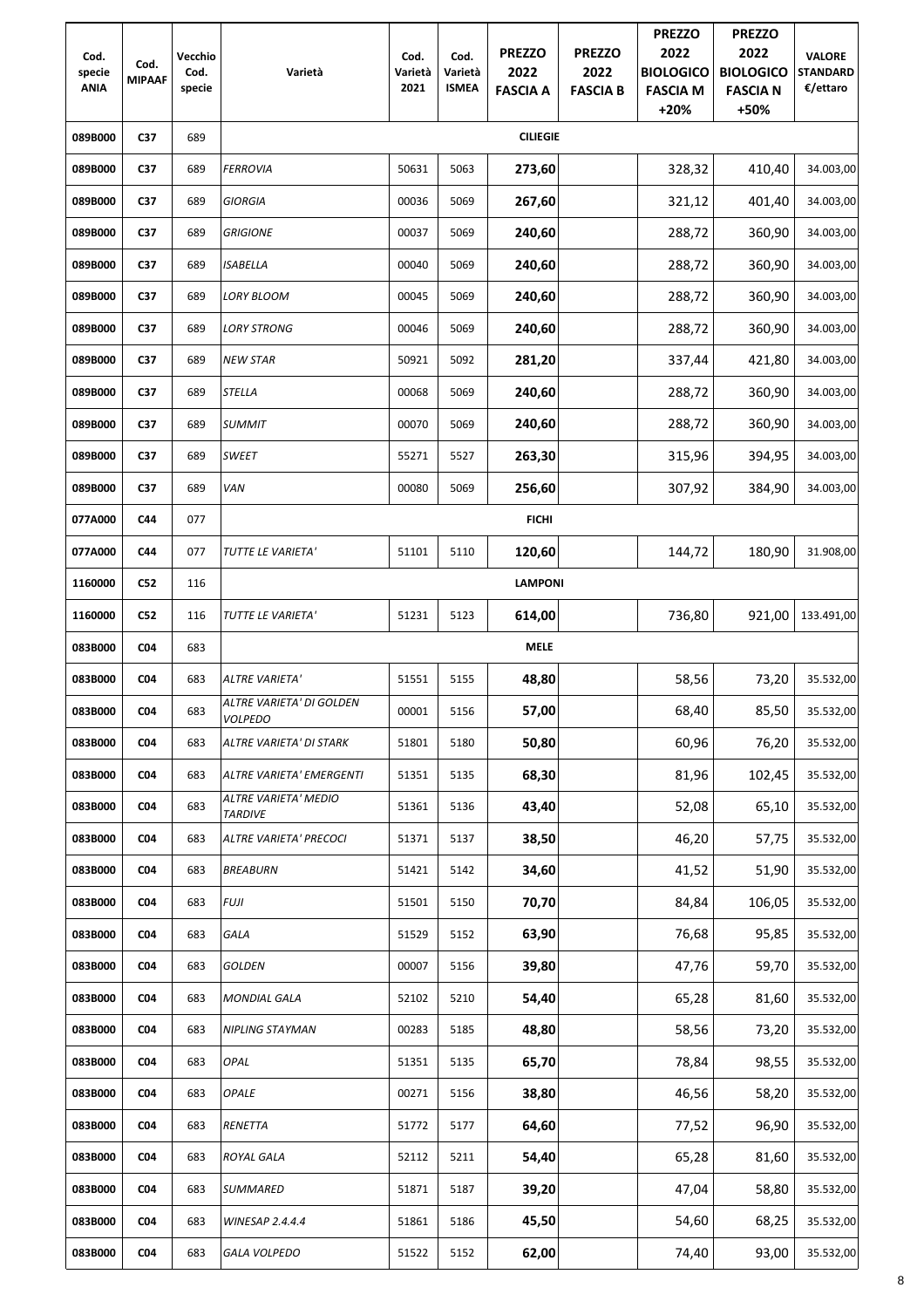| Cod. specie ANIA | Cod. MIPAAF | Vecchio Cod. specie | Varietà | Cod. Varietà 2021 | Cod. Varietà ISMEA | PREZZO 2022 FASCIA A | PREZZO 2022 FASCIA B | PREZZO 2022 BIOLOGICO FASCIA M +20% | PREZZO 2022 BIOLOGICO FASCIA N +50% | VALORE STANDARD €/ettaro |
|---|---|---|---|---|---|---|---|---|---|---|
| 089B000 | C37 | 689 | **CILIEGIE** | | | | | | | |
| 089B000 | C37 | 689 | *FERROVIA* | 50631 | 5063 | **273,60** | | 328,32 | 410,40 | 34.003,00 |
| 089B000 | C37 | 689 | *GIORGIA* | 00036 | 5069 | **267,60** | | 321,12 | 401,40 | 34.003,00 |
| 089B000 | C37 | 689 | *GRIGIONE* | 00037 | 5069 | **240,60** | | 288,72 | 360,90 | 34.003,00 |
| 089B000 | C37 | 689 | *ISABELLA* | 00040 | 5069 | **240,60** | | 288,72 | 360,90 | 34.003,00 |
| 089B000 | C37 | 689 | *LORY BLOOM* | 00045 | 5069 | **240,60** | | 288,72 | 360,90 | 34.003,00 |
| 089B000 | C37 | 689 | *LORY STRONG* | 00046 | 5069 | **240,60** | | 288,72 | 360,90 | 34.003,00 |
| 089B000 | C37 | 689 | *NEW STAR* | 50921 | 5092 | **281,20** | | 337,44 | 421,80 | 34.003,00 |
| 089B000 | C37 | 689 | *STELLA* | 00068 | 5069 | **240,60** | | 288,72 | 360,90 | 34.003,00 |
| 089B000 | C37 | 689 | *SUMMIT* | 00070 | 5069 | **240,60** | | 288,72 | 360,90 | 34.003,00 |
| 089B000 | C37 | 689 | *SWEET* | 55271 | 5527 | **263,30** | | 315,96 | 394,95 | 34.003,00 |
| 089B000 | C37 | 689 | *VAN* | 00080 | 5069 | **256,60** | | 307,92 | 384,90 | 34.003,00 |
| 077A000 | C44 | 077 | **FICHI** | | | | | | | |
| 077A000 | C44 | 077 | *TUTTE LE VARIETA'* | 51101 | 5110 | **120,60** | | 144,72 | 180,90 | 31.908,00 |
| 1160000 | C52 | 116 | **LAMPONI** | | | | | | | |
| 1160000 | C52 | 116 | *TUTTE LE VARIETA'* | 51231 | 5123 | **614,00** | | 736,80 | 921,00 | 133.491,00 |
| 083B000 | C04 | 683 | **MELE** | | | | | | | |
| 083B000 | C04 | 683 | *ALTRE VARIETA'* | 51551 | 5155 | **48,80** | | 58,56 | 73,20 | 35.532,00 |
| 083B000 | C04 | 683 | *ALTRE VARIETA' DI GOLDEN VOLPEDO* | 00001 | 5156 | **57,00** | | 68,40 | 85,50 | 35.532,00 |
| 083B000 | C04 | 683 | *ALTRE VARIETA' DI STARK* | 51801 | 5180 | **50,80** | | 60,96 | 76,20 | 35.532,00 |
| 083B000 | C04 | 683 | *ALTRE VARIETA' EMERGENTI* | 51351 | 5135 | **68,30** | | 81,96 | 102,45 | 35.532,00 |
| 083B000 | C04 | 683 | *ALTRE VARIETA' MEDIO TARDIVE* | 51361 | 5136 | **43,40** | | 52,08 | 65,10 | 35.532,00 |
| 083B000 | C04 | 683 | *ALTRE VARIETA' PRECOCI* | 51371 | 5137 | **38,50** | | 46,20 | 57,75 | 35.532,00 |
| 083B000 | C04 | 683 | *BREABURN* | 51421 | 5142 | **34,60** | | 41,52 | 51,90 | 35.532,00 |
| 083B000 | C04 | 683 | *FUJI* | 51501 | 5150 | **70,70** | | 84,84 | 106,05 | 35.532,00 |
| 083B000 | C04 | 683 | *GALA* | 51529 | 5152 | **63,90** | | 76,68 | 95,85 | 35.532,00 |
| 083B000 | C04 | 683 | *GOLDEN* | 00007 | 5156 | **39,80** | | 47,76 | 59,70 | 35.532,00 |
| 083B000 | C04 | 683 | *MONDIAL GALA* | 52102 | 5210 | **54,40** | | 65,28 | 81,60 | 35.532,00 |
| 083B000 | C04 | 683 | *NIPLING STAYMAN* | 00283 | 5185 | **48,80** | | 58,56 | 73,20 | 35.532,00 |
| 083B000 | C04 | 683 | *OPAL* | 51351 | 5135 | **65,70** | | 78,84 | 98,55 | 35.532,00 |
| 083B000 | C04 | 683 | *OPALE* | 00271 | 5156 | **38,80** | | 46,56 | 58,20 | 35.532,00 |
| 083B000 | C04 | 683 | *RENETTA* | 51772 | 5177 | **64,60** | | 77,52 | 96,90 | 35.532,00 |
| 083B000 | C04 | 683 | *ROYAL GALA* | 52112 | 5211 | **54,40** | | 65,28 | 81,60 | 35.532,00 |
| 083B000 | C04 | 683 | *SUMMARED* | 51871 | 5187 | **39,20** | | 47,04 | 58,80 | 35.532,00 |
| 083B000 | C04 | 683 | *WINESAP 2.4.4.4* | 51861 | 5186 | **45,50** | | 54,60 | 68,25 | 35.532,00 |
| 083B000 | C04 | 683 | *GALA VOLPEDO* | 51522 | 5152 | **62,00** | | 74,40 | 93,00 | 35.532,00 |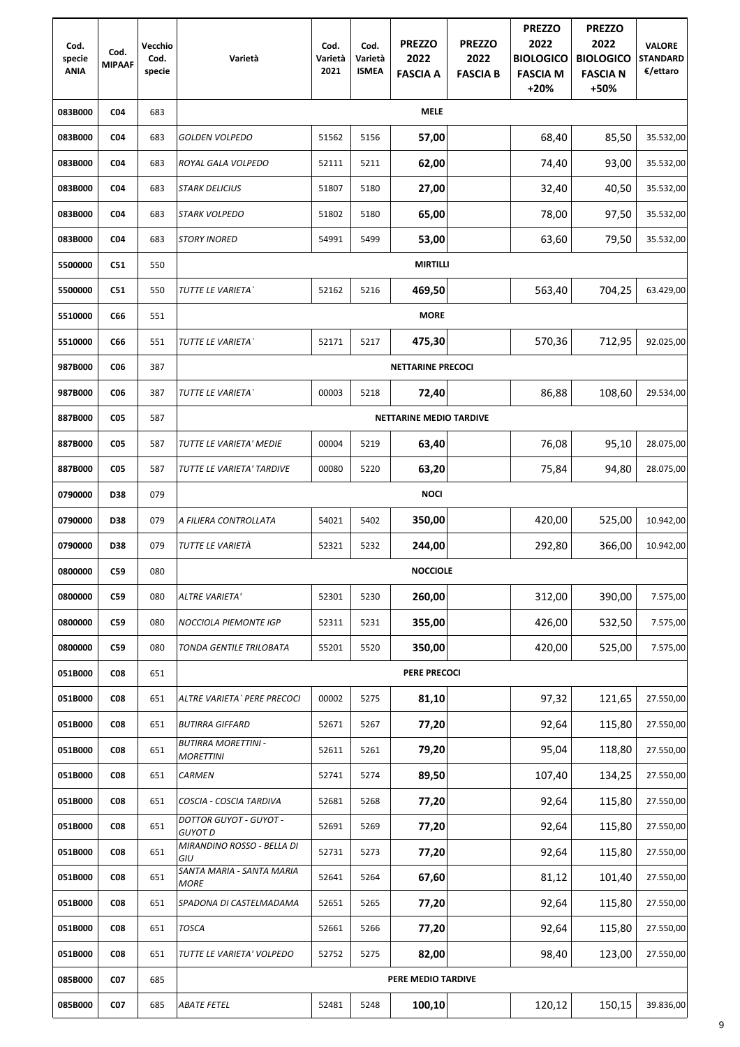| Cod. specie ANIA | Cod. MIPAAF | Vecchio Cod. specie | Varietà | Cod. Varietà 2021 | Cod. Varietà ISMEA | PREZZO 2022 FASCIA A | PREZZO 2022 FASCIA B | PREZZO 2022 BIOLOGICO FASCIA M +20% | PREZZO 2022 BIOLOGICO FASCIA N +50% | VALORE STANDARD €/ettaro |
|---|---|---|---|---|---|---|---|---|---|---|
| 083B000 | C04 | 683 | **MELE** | | | | | | | |
| 083B000 | C04 | 683 | *GOLDEN VOLPEDO* | 51562 | 5156 | **57,00** | | 68,40 | 85,50 | 35.532,00 |
| 083B000 | C04 | 683 | *ROYAL GALA VOLPEDO* | 52111 | 5211 | **62,00** | | 74,40 | 93,00 | 35.532,00 |
| 083B000 | C04 | 683 | *STARK DELICIUS* | 51807 | 5180 | **27,00** | | 32,40 | 40,50 | 35.532,00 |
| 083B000 | C04 | 683 | *STARK VOLPEDO* | 51802 | 5180 | **65,00** | | 78,00 | 97,50 | 35.532,00 |
| 083B000 | C04 | 683 | *STORY INORED* | 54991 | 5499 | **53,00** | | 63,60 | 79,50 | 35.532,00 |
| 5500000 | C51 | 550 | **MIRTILLI** | | | | | | | |
| 5500000 | C51 | 550 | *TUTTE LE VARIETA`* | 52162 | 5216 | **469,50** | | 563,40 | 704,25 | 63.429,00 |
| 5510000 | C66 | 551 | **MORE** | | | | | | | |
| 5510000 | C66 | 551 | *TUTTE LE VARIETA`* | 52171 | 5217 | **475,30** | | 570,36 | 712,95 | 92.025,00 |
| 987B000 | C06 | 387 | **NETTARINE PRECOCI** | | | | | | | |
| 987B000 | C06 | 387 | *TUTTE LE VARIETA`* | 00003 | 5218 | **72,40** | | 86,88 | 108,60 | 29.534,00 |
| 887B000 | C05 | 587 | **NETTARINE MEDIO TARDIVE** | | | | | | | |
| 887B000 | C05 | 587 | *TUTTE LE VARIETA' MEDIE* | 00004 | 5219 | **63,40** | | 76,08 | 95,10 | 28.075,00 |
| 887B000 | C05 | 587 | *TUTTE LE VARIETA' TARDIVE* | 00080 | 5220 | **63,20** | | 75,84 | 94,80 | 28.075,00 |
| 0790000 | D38 | 079 | **NOCI** | | | | | | | |
| 0790000 | D38 | 079 | *A FILIERA CONTROLLATA* | 54021 | 5402 | **350,00** | | 420,00 | 525,00 | 10.942,00 |
| 0790000 | D38 | 079 | *TUTTE LE VARIETÀ* | 52321 | 5232 | **244,00** | | 292,80 | 366,00 | 10.942,00 |
| 0800000 | C59 | 080 | **NOCCIOLE** | | | | | | | |
| 0800000 | C59 | 080 | *ALTRE VARIETA'* | 52301 | 5230 | **260,00** | | 312,00 | 390,00 | 7.575,00 |
| 0800000 | C59 | 080 | *NOCCIOLA PIEMONTE IGP* | 52311 | 5231 | **355,00** | | 426,00 | 532,50 | 7.575,00 |
| 0800000 | C59 | 080 | *TONDA GENTILE TRILOBATA* | 55201 | 5520 | **350,00** | | 420,00 | 525,00 | 7.575,00 |
| 051B000 | C08 | 651 | **PERE PRECOCI** | | | | | | | |
| 051B000 | C08 | 651 | *ALTRE VARIETA` PERE PRECOCI* | 00002 | 5275 | **81,10** | | 97,32 | 121,65 | 27.550,00 |
| 051B000 | C08 | 651 | *BUTIRRA GIFFARD* | 52671 | 5267 | **77,20** | | 92,64 | 115,80 | 27.550,00 |
| 051B000 | C08 | 651 | *BUTIRRA MORETTINI - MORETTINI* | 52611 | 5261 | **79,20** | | 95,04 | 118,80 | 27.550,00 |
| 051B000 | C08 | 651 | *CARMEN* | 52741 | 5274 | **89,50** | | 107,40 | 134,25 | 27.550,00 |
| 051B000 | C08 | 651 | *COSCIA - COSCIA TARDIVA* | 52681 | 5268 | **77,20** | | 92,64 | 115,80 | 27.550,00 |
| 051B000 | C08 | 651 | *DOTTOR GUYOT - GUYOT - GUYOT D* | 52691 | 5269 | **77,20** | | 92,64 | 115,80 | 27.550,00 |
| 051B000 | C08 | 651 | *MIRANDINO ROSSO - BELLA DI GIU* | 52731 | 5273 | **77,20** | | 92,64 | 115,80 | 27.550,00 |
| 051B000 | C08 | 651 | *SANTA MARIA - SANTA MARIA MORE* | 52641 | 5264 | **67,60** | | 81,12 | 101,40 | 27.550,00 |
| 051B000 | C08 | 651 | *SPADONA DI CASTELMADAMA* | 52651 | 5265 | **77,20** | | 92,64 | 115,80 | 27.550,00 |
| 051B000 | C08 | 651 | *TOSCA* | 52661 | 5266 | **77,20** | | 92,64 | 115,80 | 27.550,00 |
| 051B000 | C08 | 651 | *TUTTE LE VARIETA' VOLPEDO* | 52752 | 5275 | **82,00** | | 98,40 | 123,00 | 27.550,00 |
| 085B000 | C07 | 685 | **PERE MEDIO TARDIVE** | | | | | | | |
| 085B000 | C07 | 685 | *ABATE FETEL* | 52481 | 5248 | **100,10** | | 120,12 | 150,15 | 39.836,00 |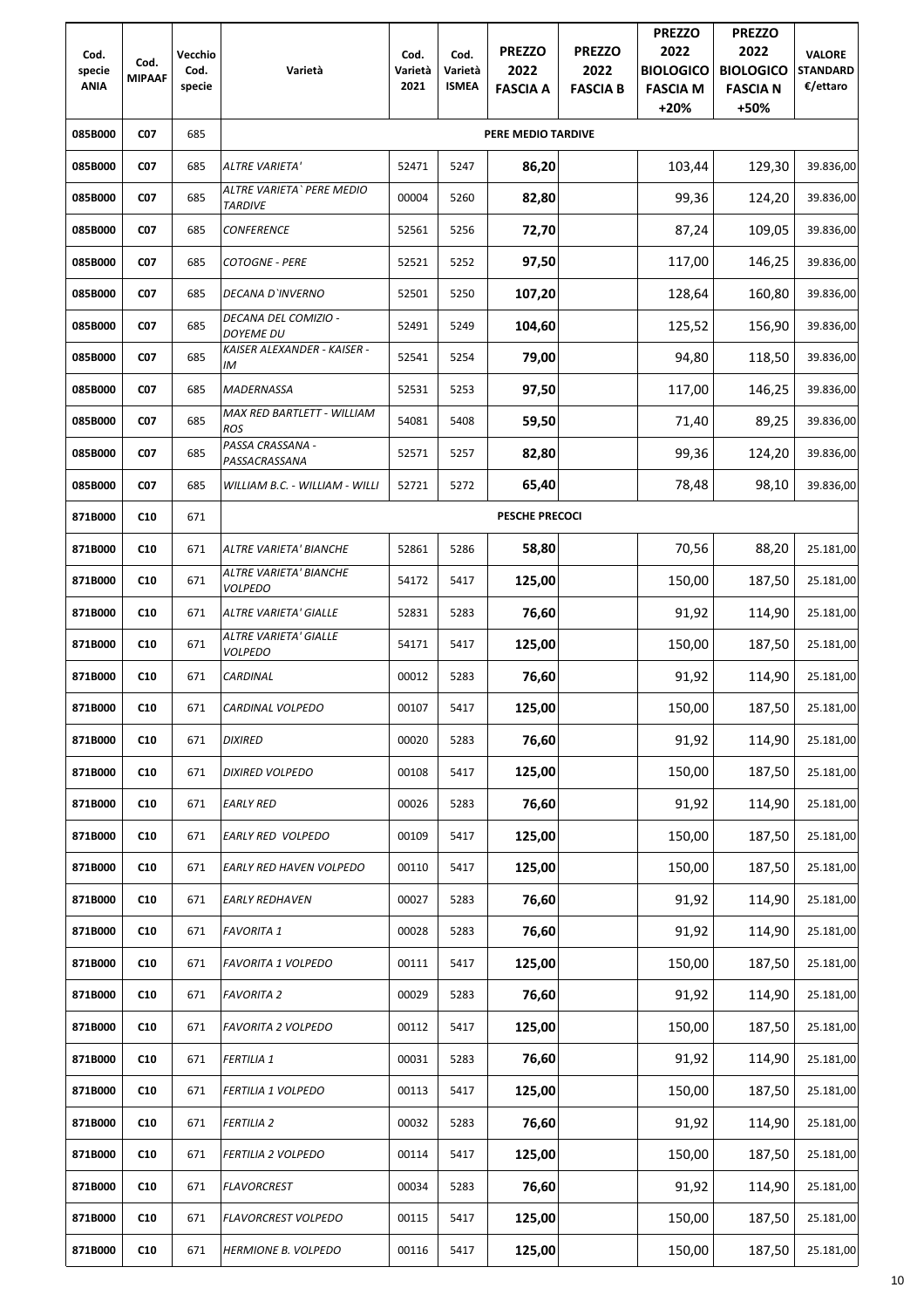| Cod. specie ANIA | Cod. MIPAAF | Vecchio Cod. specie | Varietà | Cod. Varietà 2021 | Cod. Varietà ISMEA | PREZZO 2022 FASCIA A | PREZZO 2022 FASCIA B | PREZZO 2022 BIOLOGICO FASCIA M +20% | PREZZO 2022 BIOLOGICO FASCIA N +50% | VALORE STANDARD €/ettaro |
|---|---|---|---|---|---|---|---|---|---|---|
| 085B000 | C07 | 685 | PERE MEDIO TARDIVE | | | | | | | |
| 085B000 | C07 | 685 | *ALTRE VARIETA'* | 52471 | 5247 | **86,20** | | 103,44 | 129,30 | 39.836,00 |
| 085B000 | C07 | 685 | *ALTRE VARIETA` PERE MEDIO TARDIVE* | 00004 | 5260 | **82,80** | | 99,36 | 124,20 | 39.836,00 |
| 085B000 | C07 | 685 | *CONFERENCE* | 52561 | 5256 | **72,70** | | 87,24 | 109,05 | 39.836,00 |
| 085B000 | C07 | 685 | *COTOGNE - PERE* | 52521 | 5252 | **97,50** | | 117,00 | 146,25 | 39.836,00 |
| 085B000 | C07 | 685 | *DECANA D`INVERNO* | 52501 | 5250 | **107,20** | | 128,64 | 160,80 | 39.836,00 |
| 085B000 | C07 | 685 | *DECANA DEL COMIZIO - DOYEME DU* | 52491 | 5249 | **104,60** | | 125,52 | 156,90 | 39.836,00 |
| 085B000 | C07 | 685 | *KAISER ALEXANDER - KAISER - IM* | 52541 | 5254 | **79,00** | | 94,80 | 118,50 | 39.836,00 |
| 085B000 | C07 | 685 | *MADERNASSA* | 52531 | 5253 | **97,50** | | 117,00 | 146,25 | 39.836,00 |
| 085B000 | C07 | 685 | *MAX RED BARTLETT - WILLIAM ROS* | 54081 | 5408 | **59,50** | | 71,40 | 89,25 | 39.836,00 |
| 085B000 | C07 | 685 | *PASSA CRASSANA - PASSACRASSANA* | 52571 | 5257 | **82,80** | | 99,36 | 124,20 | 39.836,00 |
| 085B000 | C07 | 685 | *WILLIAM B.C. - WILLIAM - WILLI* | 52721 | 5272 | **65,40** | | 78,48 | 98,10 | 39.836,00 |
| 871B000 | C10 | 671 | PESCHE PRECOCI | | | | | | | |
| 871B000 | C10 | 671 | *ALTRE VARIETA' BIANCHE* | 52861 | 5286 | **58,80** | | 70,56 | 88,20 | 25.181,00 |
| 871B000 | C10 | 671 | *ALTRE VARIETA' BIANCHE VOLPEDO* | 54172 | 5417 | **125,00** | | 150,00 | 187,50 | 25.181,00 |
| 871B000 | C10 | 671 | *ALTRE VARIETA' GIALLE* | 52831 | 5283 | **76,60** | | 91,92 | 114,90 | 25.181,00 |
| 871B000 | C10 | 671 | *ALTRE VARIETA' GIALLE VOLPEDO* | 54171 | 5417 | **125,00** | | 150,00 | 187,50 | 25.181,00 |
| 871B000 | C10 | 671 | *CARDINAL* | 00012 | 5283 | **76,60** | | 91,92 | 114,90 | 25.181,00 |
| 871B000 | C10 | 671 | *CARDINAL VOLPEDO* | 00107 | 5417 | **125,00** | | 150,00 | 187,50 | 25.181,00 |
| 871B000 | C10 | 671 | *DIXIRED* | 00020 | 5283 | **76,60** | | 91,92 | 114,90 | 25.181,00 |
| 871B000 | C10 | 671 | *DIXIRED VOLPEDO* | 00108 | 5417 | **125,00** | | 150,00 | 187,50 | 25.181,00 |
| 871B000 | C10 | 671 | *EARLY RED* | 00026 | 5283 | **76,60** | | 91,92 | 114,90 | 25.181,00 |
| 871B000 | C10 | 671 | *EARLY RED VOLPEDO* | 00109 | 5417 | **125,00** | | 150,00 | 187,50 | 25.181,00 |
| 871B000 | C10 | 671 | *EARLY RED HAVEN VOLPEDO* | 00110 | 5417 | **125,00** | | 150,00 | 187,50 | 25.181,00 |
| 871B000 | C10 | 671 | *EARLY REDHAVEN* | 00027 | 5283 | **76,60** | | 91,92 | 114,90 | 25.181,00 |
| 871B000 | C10 | 671 | *FAVORITA 1* | 00028 | 5283 | **76,60** | | 91,92 | 114,90 | 25.181,00 |
| 871B000 | C10 | 671 | *FAVORITA 1 VOLPEDO* | 00111 | 5417 | **125,00** | | 150,00 | 187,50 | 25.181,00 |
| 871B000 | C10 | 671 | *FAVORITA 2* | 00029 | 5283 | **76,60** | | 91,92 | 114,90 | 25.181,00 |
| 871B000 | C10 | 671 | *FAVORITA 2 VOLPEDO* | 00112 | 5417 | **125,00** | | 150,00 | 187,50 | 25.181,00 |
| 871B000 | C10 | 671 | *FERTILIA 1* | 00031 | 5283 | **76,60** | | 91,92 | 114,90 | 25.181,00 |
| 871B000 | C10 | 671 | *FERTILIA 1 VOLPEDO* | 00113 | 5417 | **125,00** | | 150,00 | 187,50 | 25.181,00 |
| 871B000 | C10 | 671 | *FERTILIA 2* | 00032 | 5283 | **76,60** | | 91,92 | 114,90 | 25.181,00 |
| 871B000 | C10 | 671 | *FERTILIA 2 VOLPEDO* | 00114 | 5417 | **125,00** | | 150,00 | 187,50 | 25.181,00 |
| 871B000 | C10 | 671 | *FLAVORCREST* | 00034 | 5283 | **76,60** | | 91,92 | 114,90 | 25.181,00 |
| 871B000 | C10 | 671 | *FLAVORCREST VOLPEDO* | 00115 | 5417 | **125,00** | | 150,00 | 187,50 | 25.181,00 |
| 871B000 | C10 | 671 | *HERMIONE B. VOLPEDO* | 00116 | 5417 | **125,00** | | 150,00 | 187,50 | 25.181,00 |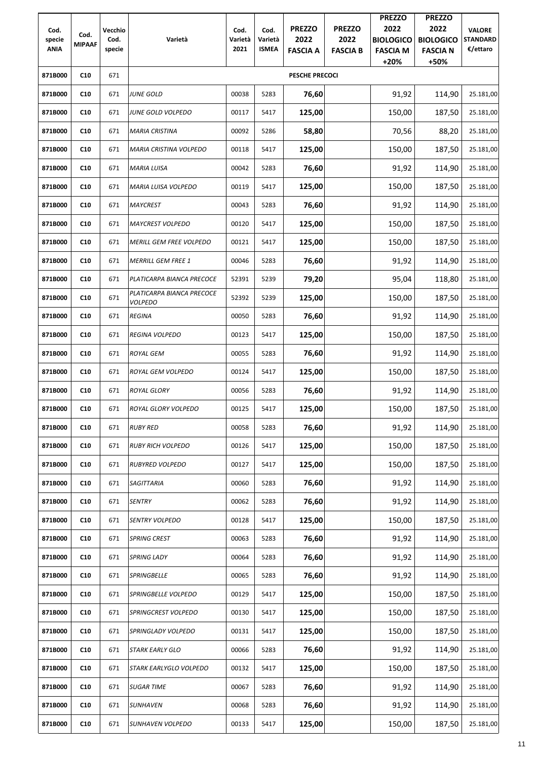| Cod. specie ANIA | Cod. MIPAAF | Vecchio Cod. specie | Varietà | Cod. Varietà 2021 | Cod. Varietà ISMEA | PREZZO 2022 FASCIA A | PREZZO 2022 FASCIA B | PREZZO 2022 BIOLOGICO FASCIA M +20% | PREZZO 2022 BIOLOGICO FASCIA N +50% | VALORE STANDARD €/ettaro |
|---|---|---|---|---|---|---|---|---|---|---|
| **871B000** | **C10** | 671 | | | | **PESCHE PRECOCI** | | | | |
| **871B000** | **C10** | 671 | *JUNE GOLD* | 00038 | 5283 | **76,60** | | 91,92 | 114,90 | 25.181,00 |
| **871B000** | **C10** | 671 | *JUNE GOLD VOLPEDO* | 00117 | 5417 | **125,00** | | 150,00 | 187,50 | 25.181,00 |
| **871B000** | **C10** | 671 | *MARIA CRISTINA* | 00092 | 5286 | **58,80** | | 70,56 | 88,20 | 25.181,00 |
| **871B000** | **C10** | 671 | *MARIA CRISTINA VOLPEDO* | 00118 | 5417 | **125,00** | | 150,00 | 187,50 | 25.181,00 |
| **871B000** | **C10** | 671 | *MARIA LUISA* | 00042 | 5283 | **76,60** | | 91,92 | 114,90 | 25.181,00 |
| **871B000** | **C10** | 671 | *MARIA LUISA VOLPEDO* | 00119 | 5417 | **125,00** | | 150,00 | 187,50 | 25.181,00 |
| **871B000** | **C10** | 671 | *MAYCREST* | 00043 | 5283 | **76,60** | | 91,92 | 114,90 | 25.181,00 |
| **871B000** | **C10** | 671 | *MAYCREST VOLPEDO* | 00120 | 5417 | **125,00** | | 150,00 | 187,50 | 25.181,00 |
| **871B000** | **C10** | 671 | *MERILL GEM FREE VOLPEDO* | 00121 | 5417 | **125,00** | | 150,00 | 187,50 | 25.181,00 |
| **871B000** | **C10** | 671 | *MERRILL GEM FREE 1* | 00046 | 5283 | **76,60** | | 91,92 | 114,90 | 25.181,00 |
| **871B000** | **C10** | 671 | *PLATICARPA BIANCA PRECOCE* | 52391 | 5239 | **79,20** | | 95,04 | 118,80 | 25.181,00 |
| **871B000** | **C10** | 671 | *PLATICARPA BIANCA PRECOCE VOLPEDO* | 52392 | 5239 | **125,00** | | 150,00 | 187,50 | 25.181,00 |
| **871B000** | **C10** | 671 | *REGINA* | 00050 | 5283 | **76,60** | | 91,92 | 114,90 | 25.181,00 |
| **871B000** | **C10** | 671 | *REGINA VOLPEDO* | 00123 | 5417 | **125,00** | | 150,00 | 187,50 | 25.181,00 |
| **871B000** | **C10** | 671 | *ROYAL GEM* | 00055 | 5283 | **76,60** | | 91,92 | 114,90 | 25.181,00 |
| **871B000** | **C10** | 671 | *ROYAL GEM VOLPEDO* | 00124 | 5417 | **125,00** | | 150,00 | 187,50 | 25.181,00 |
| **871B000** | **C10** | 671 | *ROYAL GLORY* | 00056 | 5283 | **76,60** | | 91,92 | 114,90 | 25.181,00 |
| **871B000** | **C10** | 671 | *ROYAL GLORY VOLPEDO* | 00125 | 5417 | **125,00** | | 150,00 | 187,50 | 25.181,00 |
| **871B000** | **C10** | 671 | *RUBY RED* | 00058 | 5283 | **76,60** | | 91,92 | 114,90 | 25.181,00 |
| **871B000** | **C10** | 671 | *RUBY RICH VOLPEDO* | 00126 | 5417 | **125,00** | | 150,00 | 187,50 | 25.181,00 |
| **871B000** | **C10** | 671 | *RUBYRED VOLPEDO* | 00127 | 5417 | **125,00** | | 150,00 | 187,50 | 25.181,00 |
| **871B000** | **C10** | 671 | *SAGITTARIA* | 00060 | 5283 | **76,60** | | 91,92 | 114,90 | 25.181,00 |
| **871B000** | **C10** | 671 | *SENTRY* | 00062 | 5283 | **76,60** | | 91,92 | 114,90 | 25.181,00 |
| **871B000** | **C10** | 671 | *SENTRY VOLPEDO* | 00128 | 5417 | **125,00** | | 150,00 | 187,50 | 25.181,00 |
| **871B000** | **C10** | 671 | *SPRING CREST* | 00063 | 5283 | **76,60** | | 91,92 | 114,90 | 25.181,00 |
| **871B000** | **C10** | 671 | *SPRING LADY* | 00064 | 5283 | **76,60** | | 91,92 | 114,90 | 25.181,00 |
| **871B000** | **C10** | 671 | *SPRINGBELLE* | 00065 | 5283 | **76,60** | | 91,92 | 114,90 | 25.181,00 |
| **871B000** | **C10** | 671 | *SPRINGBELLE VOLPEDO* | 00129 | 5417 | **125,00** | | 150,00 | 187,50 | 25.181,00 |
| **871B000** | **C10** | 671 | *SPRINGCREST VOLPEDO* | 00130 | 5417 | **125,00** | | 150,00 | 187,50 | 25.181,00 |
| **871B000** | **C10** | 671 | *SPRINGLADY VOLPEDO* | 00131 | 5417 | **125,00** | | 150,00 | 187,50 | 25.181,00 |
| **871B000** | **C10** | 671 | *STARK EARLY GLO* | 00066 | 5283 | **76,60** | | 91,92 | 114,90 | 25.181,00 |
| **871B000** | **C10** | 671 | *STARK EARLYGLO VOLPEDO* | 00132 | 5417 | **125,00** | | 150,00 | 187,50 | 25.181,00 |
| **871B000** | **C10** | 671 | *SUGAR TIME* | 00067 | 5283 | **76,60** | | 91,92 | 114,90 | 25.181,00 |
| **871B000** | **C10** | 671 | *SUNHAVEN* | 00068 | 5283 | **76,60** | | 91,92 | 114,90 | 25.181,00 |
| **871B000** | **C10** | 671 | *SUNHAVEN VOLPEDO* | 00133 | 5417 | **125,00** | | 150,00 | 187,50 | 25.181,00 |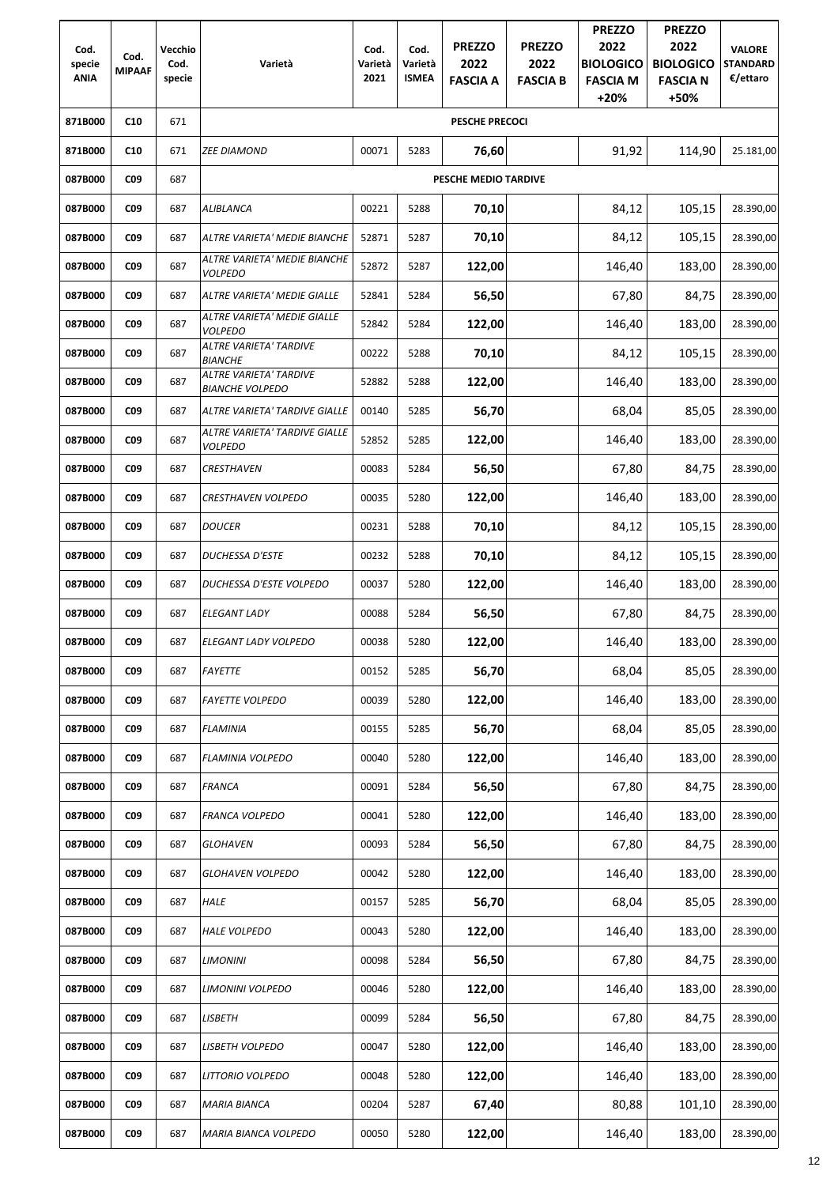| Cod. specie ANIA | Cod. MIPAAF | Vecchio Cod. specie | Varietà | Cod. Varietà 2021 | Cod. Varietà ISMEA | PREZZO 2022 FASCIA A | PREZZO 2022 FASCIA B | PREZZO 2022 BIOLOGICO FASCIA M +20% | PREZZO 2022 BIOLOGICO FASCIA N +50% | VALORE STANDARD €/ettaro |
|---|---|---|---|---|---|---|---|---|---|---|
| **871B000** | **C10** | 671 | **PESCHE PRECOCI** | | | | | | | |
| **871B000** | **C10** | 671 | *ZEE DIAMOND* | 00071 | 5283 | **76,60** | | 91,92 | 114,90 | 25.181,00 |
| **087B000** | **C09** | 687 | **PESCHE MEDIO TARDIVE** | | | | | | | |
| **087B000** | **C09** | 687 | *ALIBLANCA* | 00221 | 5288 | **70,10** | | 84,12 | 105,15 | 28.390,00 |
| **087B000** | **C09** | 687 | *ALTRE VARIETA' MEDIE BIANCHE* | 52871 | 5287 | **70,10** | | 84,12 | 105,15 | 28.390,00 |
| **087B000** | **C09** | 687 | *ALTRE VARIETA' MEDIE BIANCHE VOLPEDO* | 52872 | 5287 | **122,00** | | 146,40 | 183,00 | 28.390,00 |
| **087B000** | **C09** | 687 | *ALTRE VARIETA' MEDIE GIALLE* | 52841 | 5284 | **56,50** | | 67,80 | 84,75 | 28.390,00 |
| **087B000** | **C09** | 687 | *ALTRE VARIETA' MEDIE GIALLE VOLPEDO* | 52842 | 5284 | **122,00** | | 146,40 | 183,00 | 28.390,00 |
| **087B000** | **C09** | 687 | *ALTRE VARIETA' TARDIVE BIANCHE* | 00222 | 5288 | **70,10** | | 84,12 | 105,15 | 28.390,00 |
| **087B000** | **C09** | 687 | *ALTRE VARIETA' TARDIVE BIANCHE VOLPEDO* | 52882 | 5288 | **122,00** | | 146,40 | 183,00 | 28.390,00 |
| **087B000** | **C09** | 687 | *ALTRE VARIETA' TARDIVE GIALLE* | 00140 | 5285 | **56,70** | | 68,04 | 85,05 | 28.390,00 |
| **087B000** | **C09** | 687 | *ALTRE VARIETA' TARDIVE GIALLE VOLPEDO* | 52852 | 5285 | **122,00** | | 146,40 | 183,00 | 28.390,00 |
| **087B000** | **C09** | 687 | *CRESTHAVEN* | 00083 | 5284 | **56,50** | | 67,80 | 84,75 | 28.390,00 |
| **087B000** | **C09** | 687 | *CRESTHAVEN VOLPEDO* | 00035 | 5280 | **122,00** | | 146,40 | 183,00 | 28.390,00 |
| **087B000** | **C09** | 687 | *DOUCER* | 00231 | 5288 | **70,10** | | 84,12 | 105,15 | 28.390,00 |
| **087B000** | **C09** | 687 | *DUCHESSA D'ESTE* | 00232 | 5288 | **70,10** | | 84,12 | 105,15 | 28.390,00 |
| **087B000** | **C09** | 687 | *DUCHESSA D'ESTE VOLPEDO* | 00037 | 5280 | **122,00** | | 146,40 | 183,00 | 28.390,00 |
| **087B000** | **C09** | 687 | *ELEGANT LADY* | 00088 | 5284 | **56,50** | | 67,80 | 84,75 | 28.390,00 |
| **087B000** | **C09** | 687 | *ELEGANT LADY VOLPEDO* | 00038 | 5280 | **122,00** | | 146,40 | 183,00 | 28.390,00 |
| **087B000** | **C09** | 687 | *FAYETTE* | 00152 | 5285 | **56,70** | | 68,04 | 85,05 | 28.390,00 |
| **087B000** | **C09** | 687 | *FAYETTE VOLPEDO* | 00039 | 5280 | **122,00** | | 146,40 | 183,00 | 28.390,00 |
| **087B000** | **C09** | 687 | *FLAMINIA* | 00155 | 5285 | **56,70** | | 68,04 | 85,05 | 28.390,00 |
| **087B000** | **C09** | 687 | *FLAMINIA VOLPEDO* | 00040 | 5280 | **122,00** | | 146,40 | 183,00 | 28.390,00 |
| **087B000** | **C09** | 687 | *FRANCA* | 00091 | 5284 | **56,50** | | 67,80 | 84,75 | 28.390,00 |
| **087B000** | **C09** | 687 | *FRANCA VOLPEDO* | 00041 | 5280 | **122,00** | | 146,40 | 183,00 | 28.390,00 |
| **087B000** | **C09** | 687 | *GLOHAVEN* | 00093 | 5284 | **56,50** | | 67,80 | 84,75 | 28.390,00 |
| **087B000** | **C09** | 687 | *GLOHAVEN VOLPEDO* | 00042 | 5280 | **122,00** | | 146,40 | 183,00 | 28.390,00 |
| **087B000** | **C09** | 687 | *HALE* | 00157 | 5285 | **56,70** | | 68,04 | 85,05 | 28.390,00 |
| **087B000** | **C09** | 687 | *HALE VOLPEDO* | 00043 | 5280 | **122,00** | | 146,40 | 183,00 | 28.390,00 |
| **087B000** | **C09** | 687 | *LIMONINI* | 00098 | 5284 | **56,50** | | 67,80 | 84,75 | 28.390,00 |
| **087B000** | **C09** | 687 | *LIMONINI VOLPEDO* | 00046 | 5280 | **122,00** | | 146,40 | 183,00 | 28.390,00 |
| **087B000** | **C09** | 687 | *LISBETH* | 00099 | 5284 | **56,50** | | 67,80 | 84,75 | 28.390,00 |
| **087B000** | **C09** | 687 | *LISBETH VOLPEDO* | 00047 | 5280 | **122,00** | | 146,40 | 183,00 | 28.390,00 |
| **087B000** | **C09** | 687 | *LITTORIO VOLPEDO* | 00048 | 5280 | **122,00** | | 146,40 | 183,00 | 28.390,00 |
| **087B000** | **C09** | 687 | *MARIA BIANCA* | 00204 | 5287 | **67,40** | | 80,88 | 101,10 | 28.390,00 |
| **087B000** | **C09** | 687 | *MARIA BIANCA VOLPEDO* | 00050 | 5280 | **122,00** | | 146,40 | 183,00 | 28.390,00 |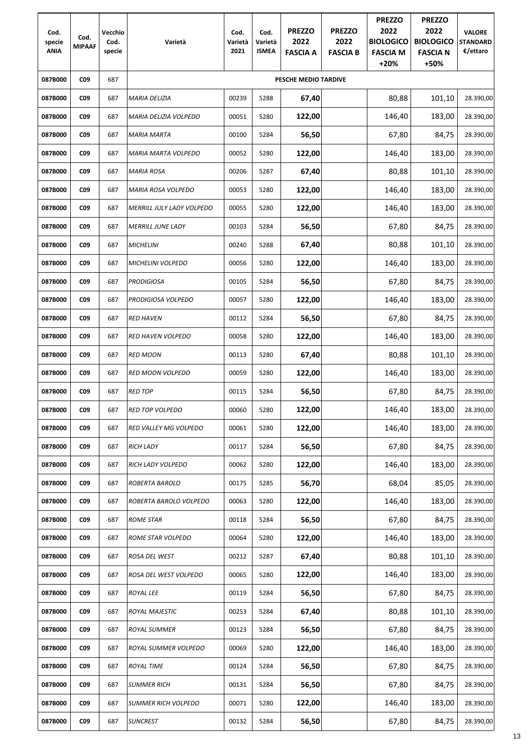| Cod. specie ANIA | Cod. MIPAAF | Vecchio Cod. specie | Varietà | Cod. Varietà 2021 | Cod. Varietà ISMEA | PREZZO 2022 FASCIA A | PREZZO 2022 FASCIA B | PREZZO 2022 BIOLOGICO FASCIA M +20% | PREZZO 2022 BIOLOGICO FASCIA N +50% | VALORE STANDARD €/ettaro |
|---|---|---|---|---|---|---|---|---|---|---|
| 087B000 | C09 | 687 | PESCHE MEDIO TARDIVE | | | | | | | |
| 087B000 | C09 | 687 | *MARIA DELIZIA* | 00239 | 5288 | **67,40** | | 80,88 | 101,10 | 28.390,00 |
| 087B000 | C09 | 687 | *MARIA DELIZIA VOLPEDO* | 00051 | 5280 | **122,00** | | 146,40 | 183,00 | 28.390,00 |
| 087B000 | C09 | 687 | *MARIA MARTA* | 00100 | 5284 | **56,50** | | 67,80 | 84,75 | 28.390,00 |
| 087B000 | C09 | 687 | *MARIA MARTA VOLPEDO* | 00052 | 5280 | **122,00** | | 146,40 | 183,00 | 28.390,00 |
| 087B000 | C09 | 687 | *MARIA ROSA* | 00206 | 5287 | **67,40** | | 80,88 | 101,10 | 28.390,00 |
| 087B000 | C09 | 687 | *MARIA ROSA VOLPEDO* | 00053 | 5280 | **122,00** | | 146,40 | 183,00 | 28.390,00 |
| 087B000 | C09 | 687 | *MERRILL JULY LADY VOLPEDO* | 00055 | 5280 | **122,00** | | 146,40 | 183,00 | 28.390,00 |
| 087B000 | C09 | 687 | *MERRILL JUNE LADY* | 00103 | 5284 | **56,50** | | 67,80 | 84,75 | 28.390,00 |
| 087B000 | C09 | 687 | *MICHELINI* | 00240 | 5288 | **67,40** | | 80,88 | 101,10 | 28.390,00 |
| 087B000 | C09 | 687 | *MICHELINI VOLPEDO* | 00056 | 5280 | **122,00** | | 146,40 | 183,00 | 28.390,00 |
| 087B000 | C09 | 687 | *PRODIGIOSA* | 00105 | 5284 | **56,50** | | 67,80 | 84,75 | 28.390,00 |
| 087B000 | C09 | 687 | *PRODIGIOSA VOLPEDO* | 00057 | 5280 | **122,00** | | 146,40 | 183,00 | 28.390,00 |
| 087B000 | C09 | 687 | *RED HAVEN* | 00112 | 5284 | **56,50** | | 67,80 | 84,75 | 28.390,00 |
| 087B000 | C09 | 687 | *RED HAVEN VOLPEDO* | 00058 | 5280 | **122,00** | | 146,40 | 183,00 | 28.390,00 |
| 087B000 | C09 | 687 | *RED MOON* | 00113 | 5280 | **67,40** | | 80,88 | 101,10 | 28.390,00 |
| 087B000 | C09 | 687 | *RED MOON VOLPEDO* | 00059 | 5280 | **122,00** | | 146,40 | 183,00 | 28.390,00 |
| 087B000 | C09 | 687 | *RED TOP* | 00115 | 5284 | **56,50** | | 67,80 | 84,75 | 28.390,00 |
| 087B000 | C09 | 687 | *RED TOP VOLPEDO* | 00060 | 5280 | **122,00** | | 146,40 | 183,00 | 28.390,00 |
| 087B000 | C09 | 687 | *RED VALLEY MG VOLPEDO* | 00061 | 5280 | **122,00** | | 146,40 | 183,00 | 28.390,00 |
| 087B000 | C09 | 687 | *RICH LADY* | 00117 | 5284 | **56,50** | | 67,80 | 84,75 | 28.390,00 |
| 087B000 | C09 | 687 | *RICH LADY VOLPEDO* | 00062 | 5280 | **122,00** | | 146,40 | 183,00 | 28.390,00 |
| 087B000 | C09 | 687 | *ROBERTA BAROLO* | 00175 | 5285 | **56,70** | | 68,04 | 85,05 | 28.390,00 |
| 087B000 | C09 | 687 | *ROBERTA BAROLO VOLPEDO* | 00063 | 5280 | **122,00** | | 146,40 | 183,00 | 28.390,00 |
| 087B000 | C09 | 687 | *ROME STAR* | 00118 | 5284 | **56,50** | | 67,80 | 84,75 | 28.390,00 |
| 087B000 | C09 | 687 | *ROME STAR VOLPEDO* | 00064 | 5280 | **122,00** | | 146,40 | 183,00 | 28.390,00 |
| 087B000 | C09 | 687 | *ROSA DEL WEST* | 00212 | 5287 | **67,40** | | 80,88 | 101,10 | 28.390,00 |
| 087B000 | C09 | 687 | *ROSA DEL WEST VOLPEDO* | 00065 | 5280 | **122,00** | | 146,40 | 183,00 | 28.390,00 |
| 087B000 | C09 | 687 | *ROYAL LEE* | 00119 | 5284 | **56,50** | | 67,80 | 84,75 | 28.390,00 |
| 087B000 | C09 | 687 | *ROYAL MAJESTIC* | 00253 | 5284 | **67,40** | | 80,88 | 101,10 | 28.390,00 |
| 087B000 | C09 | 687 | *ROYAL SUMMER* | 00123 | 5284 | **56,50** | | 67,80 | 84,75 | 28.390,00 |
| 087B000 | C09 | 687 | *ROYAL SUMMER VOLPEDO* | 00069 | 5280 | **122,00** | | 146,40 | 183,00 | 28.390,00 |
| 087B000 | C09 | 687 | *ROYAL TIME* | 00124 | 5284 | **56,50** | | 67,80 | 84,75 | 28.390,00 |
| 087B000 | C09 | 687 | *SUMMER RICH* | 00131 | 5284 | **56,50** | | 67,80 | 84,75 | 28.390,00 |
| 087B000 | C09 | 687 | *SUMMER RICH VOLPEDO* | 00071 | 5280 | **122,00** | | 146,40 | 183,00 | 28.390,00 |
| 087B000 | C09 | 687 | *SUNCREST* | 00132 | 5284 | **56,50** | | 67,80 | 84,75 | 28.390,00 |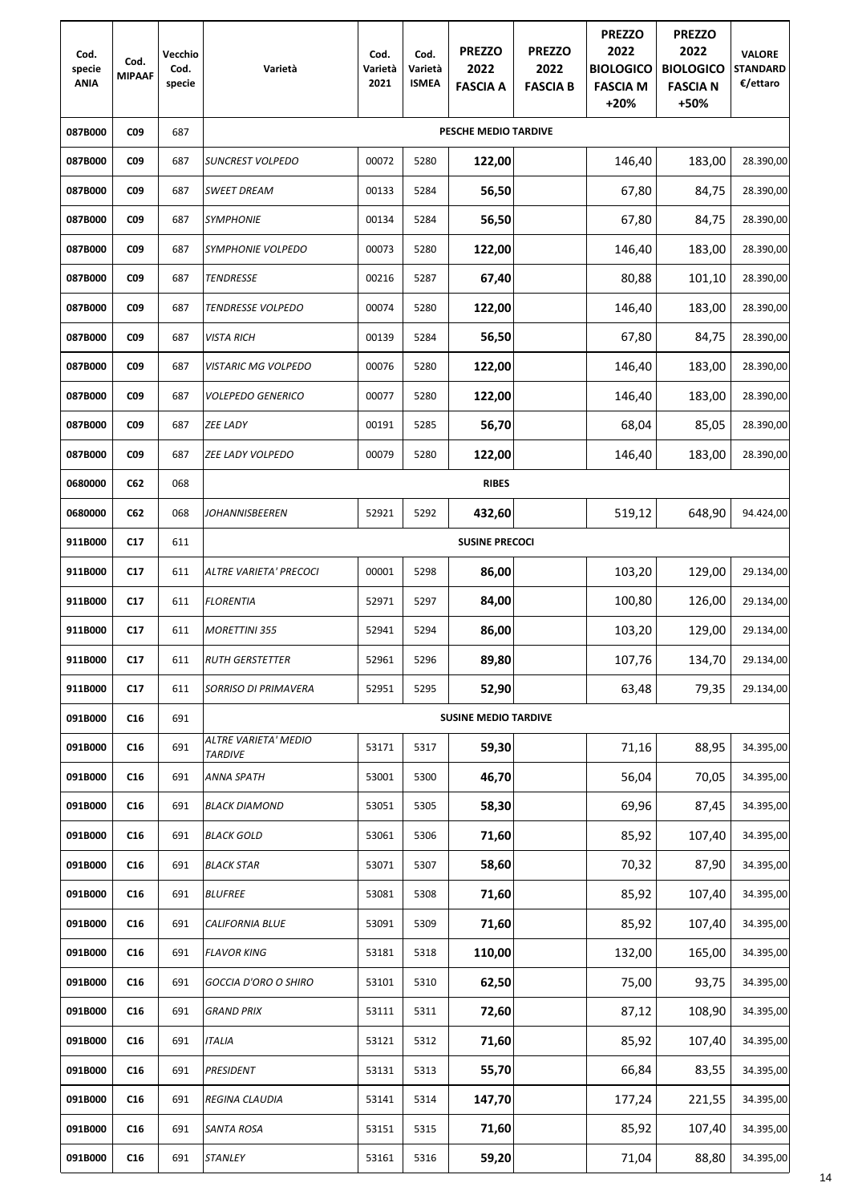| Cod. specie ANIA | Cod. MIPAAF | Vecchio Cod. specie | Varietà | Cod. Varietà 2021 | Cod. Varietà ISMEA | PREZZO 2022 FASCIA A | PREZZO 2022 FASCIA B | PREZZO 2022 BIOLOGICO FASCIA M +20% | PREZZO 2022 BIOLOGICO FASCIA N +50% | VALORE STANDARD €/ettaro |
|---|---|---|---|---|---|---|---|---|---|---|
| 087B000 | C09 | 687 | **PESCHE MEDIO TARDIVE** | | | | | | | |
| 087B000 | C09 | 687 | *SUNCREST VOLPEDO* | 00072 | 5280 | **122,00** | | 146,40 | 183,00 | 28.390,00 |
| 087B000 | C09 | 687 | *SWEET DREAM* | 00133 | 5284 | **56,50** | | 67,80 | 84,75 | 28.390,00 |
| 087B000 | C09 | 687 | *SYMPHONIE* | 00134 | 5284 | **56,50** | | 67,80 | 84,75 | 28.390,00 |
| 087B000 | C09 | 687 | *SYMPHONIE VOLPEDO* | 00073 | 5280 | **122,00** | | 146,40 | 183,00 | 28.390,00 |
| 087B000 | C09 | 687 | *TENDRESSE* | 00216 | 5287 | **67,40** | | 80,88 | 101,10 | 28.390,00 |
| 087B000 | C09 | 687 | *TENDRESSE VOLPEDO* | 00074 | 5280 | **122,00** | | 146,40 | 183,00 | 28.390,00 |
| 087B000 | C09 | 687 | *VISTA RICH* | 00139 | 5284 | **56,50** | | 67,80 | 84,75 | 28.390,00 |
| 087B000 | C09 | 687 | *VISTARIC MG VOLPEDO* | 00076 | 5280 | **122,00** | | 146,40 | 183,00 | 28.390,00 |
| 087B000 | C09 | 687 | *VOLEPEDO GENERICO* | 00077 | 5280 | **122,00** | | 146,40 | 183,00 | 28.390,00 |
| 087B000 | C09 | 687 | *ZEE LADY* | 00191 | 5285 | **56,70** | | 68,04 | 85,05 | 28.390,00 |
| 087B000 | C09 | 687 | *ZEE LADY VOLPEDO* | 00079 | 5280 | **122,00** | | 146,40 | 183,00 | 28.390,00 |
| 0680000 | C62 | 068 | **RIBES** | | | | | | | |
| 0680000 | C62 | 068 | *JOHANNISBEEREN* | 52921 | 5292 | **432,60** | | 519,12 | 648,90 | 94.424,00 |
| 911B000 | C17 | 611 | **SUSINE PRECOCI** | | | | | | | |
| 911B000 | C17 | 611 | *ALTRE VARIETA' PRECOCI* | 00001 | 5298 | **86,00** | | 103,20 | 129,00 | 29.134,00 |
| 911B000 | C17 | 611 | *FLORENTIA* | 52971 | 5297 | **84,00** | | 100,80 | 126,00 | 29.134,00 |
| 911B000 | C17 | 611 | *MORETTINI 355* | 52941 | 5294 | **86,00** | | 103,20 | 129,00 | 29.134,00 |
| 911B000 | C17 | 611 | *RUTH GERSTETTER* | 52961 | 5296 | **89,80** | | 107,76 | 134,70 | 29.134,00 |
| 911B000 | C17 | 611 | *SORRISO DI PRIMAVERA* | 52951 | 5295 | **52,90** | | 63,48 | 79,35 | 29.134,00 |
| 091B000 | C16 | 691 | **SUSINE MEDIO TARDIVE** | | | | | | | |
| 091B000 | C16 | 691 | *ALTRE VARIETA' MEDIO TARDIVE* | 53171 | 5317 | **59,30** | | 71,16 | 88,95 | 34.395,00 |
| 091B000 | C16 | 691 | *ANNA SPATH* | 53001 | 5300 | **46,70** | | 56,04 | 70,05 | 34.395,00 |
| 091B000 | C16 | 691 | *BLACK DIAMOND* | 53051 | 5305 | **58,30** | | 69,96 | 87,45 | 34.395,00 |
| 091B000 | C16 | 691 | *BLACK GOLD* | 53061 | 5306 | **71,60** | | 85,92 | 107,40 | 34.395,00 |
| 091B000 | C16 | 691 | *BLACK STAR* | 53071 | 5307 | **58,60** | | 70,32 | 87,90 | 34.395,00 |
| 091B000 | C16 | 691 | *BLUFREE* | 53081 | 5308 | **71,60** | | 85,92 | 107,40 | 34.395,00 |
| 091B000 | C16 | 691 | *CALIFORNIA BLUE* | 53091 | 5309 | **71,60** | | 85,92 | 107,40 | 34.395,00 |
| 091B000 | C16 | 691 | *FLAVOR KING* | 53181 | 5318 | **110,00** | | 132,00 | 165,00 | 34.395,00 |
| 091B000 | C16 | 691 | *GOCCIA D'ORO O SHIRO* | 53101 | 5310 | **62,50** | | 75,00 | 93,75 | 34.395,00 |
| 091B000 | C16 | 691 | *GRAND PRIX* | 53111 | 5311 | **72,60** | | 87,12 | 108,90 | 34.395,00 |
| 091B000 | C16 | 691 | *ITALIA* | 53121 | 5312 | **71,60** | | 85,92 | 107,40 | 34.395,00 |
| 091B000 | C16 | 691 | *PRESIDENT* | 53131 | 5313 | **55,70** | | 66,84 | 83,55 | 34.395,00 |
| 091B000 | C16 | 691 | *REGINA CLAUDIA* | 53141 | 5314 | **147,70** | | 177,24 | 221,55 | 34.395,00 |
| 091B000 | C16 | 691 | *SANTA ROSA* | 53151 | 5315 | **71,60** | | 85,92 | 107,40 | 34.395,00 |
| 091B000 | C16 | 691 | *STANLEY* | 53161 | 5316 | **59,20** | | 71,04 | 88,80 | 34.395,00 |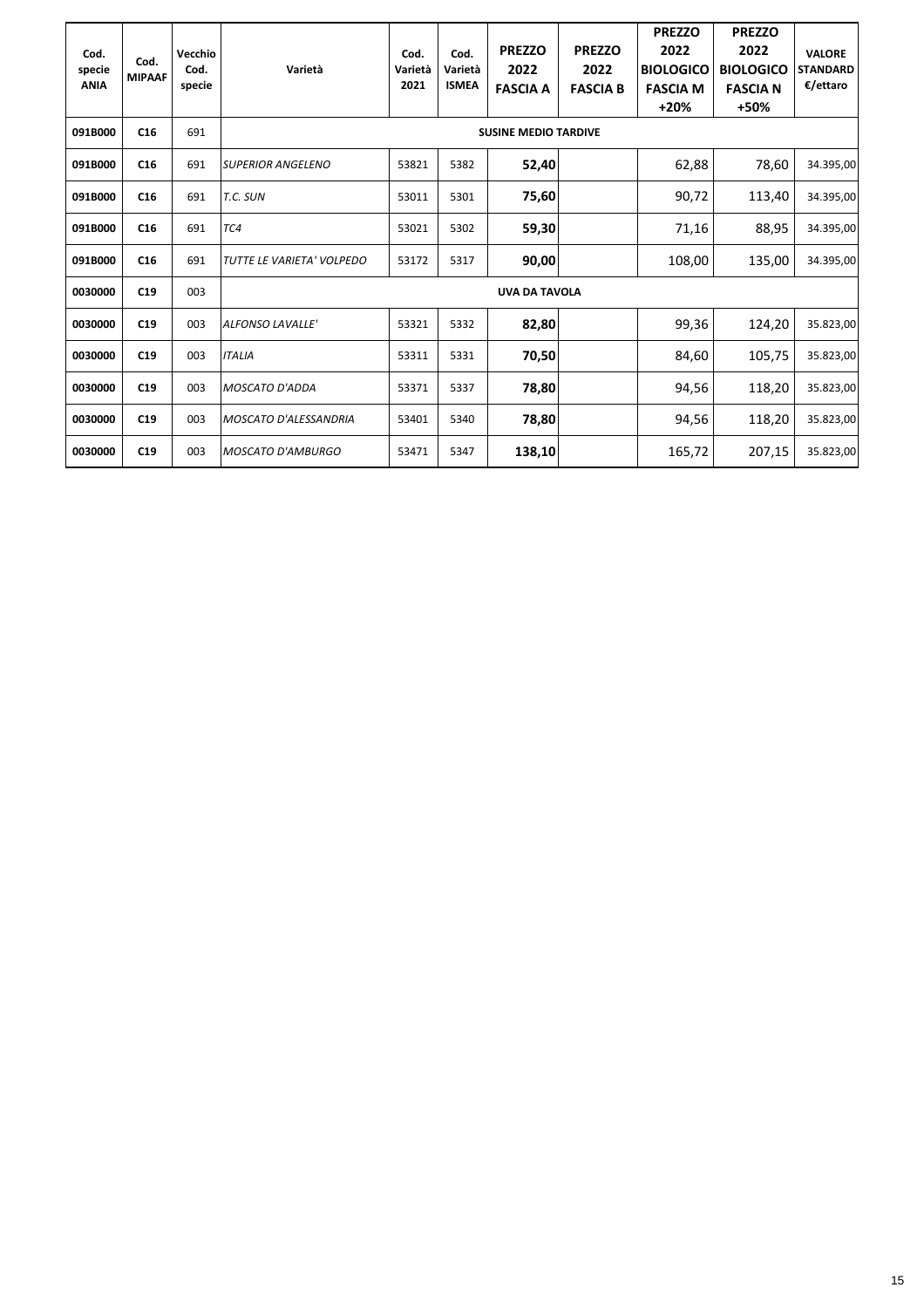| Cod. specie ANIA | Cod. MIPAAF | Vecchio Cod. specie | Varietà | Cod. Varietà 2021 | Cod. Varietà ISMEA | PREZZO 2022 FASCIA A | PREZZO 2022 FASCIA B | PREZZO 2022 BIOLOGICO FASCIA M +20% | PREZZO 2022 BIOLOGICO FASCIA N +50% | VALORE STANDARD €/ettaro |
|---|---|---|---|---|---|---|---|---|---|---|
| **091B000** | **C16** | 691 | **SUSINE MEDIO TARDIVE** | | | | | | | |
| **091B000** | **C16** | 691 | *SUPERIOR ANGELENO* | 53821 | 5382 | **52,40** | | 62,88 | 78,60 | 34.395,00 |
| **091B000** | **C16** | 691 | *T.C. SUN* | 53011 | 5301 | **75,60** | | 90,72 | 113,40 | 34.395,00 |
| **091B000** | **C16** | 691 | *TC4* | 53021 | 5302 | **59,30** | | 71,16 | 88,95 | 34.395,00 |
| **091B000** | **C16** | 691 | *TUTTE LE VARIETA' VOLPEDO* | 53172 | 5317 | **90,00** | | 108,00 | 135,00 | 34.395,00 |
| **0030000** | **C19** | 003 | **UVA DA TAVOLA** | | | | | | | |
| **0030000** | **C19** | 003 | *ALFONSO LAVALLE'* | 53321 | 5332 | **82,80** | | 99,36 | 124,20 | 35.823,00 |
| **0030000** | **C19** | 003 | *ITALIA* | 53311 | 5331 | **70,50** | | 84,60 | 105,75 | 35.823,00 |
| **0030000** | **C19** | 003 | *MOSCATO D'ADDA* | 53371 | 5337 | **78,80** | | 94,56 | 118,20 | 35.823,00 |
| **0030000** | **C19** | 003 | *MOSCATO D'ALESSANDRIA* | 53401 | 5340 | **78,80** | | 94,56 | 118,20 | 35.823,00 |
| **0030000** | **C19** | 003 | *MOSCATO D'AMBURGO* | 53471 | 5347 | **138,10** | | 165,72 | 207,15 | 35.823,00 |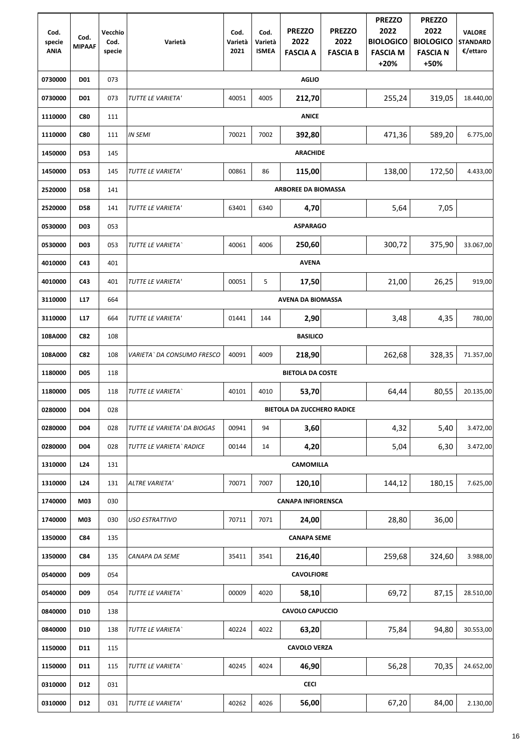| Cod. specie ANIA | Cod. MIPAAF | Vecchio Cod. specie | Varietà | Cod. Varietà 2021 | Cod. Varietà ISMEA | PREZZO 2022 FASCIA A | PREZZO 2022 FASCIA B | PREZZO 2022 BIOLOGICO FASCIA M +20% | PREZZO 2022 BIOLOGICO FASCIA N +50% | VALORE STANDARD €/ettaro |
|---|---|---|---|---|---|---|---|---|---|---|
| 0730000 | D01 | 073 | **AGLIO** | | | | | | | |
| 0730000 | D01 | 073 | *TUTTE LE VARIETA'* | 40051 | 4005 | **212,70** | | 255,24 | 319,05 | 18.440,00 |
| 1110000 | C80 | 111 | **ANICE** | | | | | | | |
| 1110000 | C80 | 111 | *IN SEMI* | 70021 | 7002 | **392,80** | | 471,36 | 589,20 | 6.775,00 |
| 1450000 | D53 | 145 | **ARACHIDE** | | | | | | | |
| 1450000 | D53 | 145 | *TUTTE LE VARIETA'* | 00861 | 86 | **115,00** | | 138,00 | 172,50 | 4.433,00 |
| 2520000 | D58 | 141 | **ARBOREE DA BIOMASSA** | | | | | | | |
| 2520000 | D58 | 141 | *TUTTE LE VARIETA'* | 63401 | 6340 | **4,70** | | 5,64 | 7,05 | |
| 0530000 | D03 | 053 | **ASPARAGO** | | | | | | | |
| 0530000 | D03 | 053 | *TUTTE LE VARIETA`* | 40061 | 4006 | **250,60** | | 300,72 | 375,90 | 33.067,00 |
| 4010000 | C43 | 401 | **AVENA** | | | | | | | |
| 4010000 | C43 | 401 | *TUTTE LE VARIETA'* | 00051 | 5 | **17,50** | | 21,00 | 26,25 | 919,00 |
| 3110000 | L17 | 664 | **AVENA DA BIOMASSA** | | | | | | | |
| 3110000 | L17 | 664 | *TUTTE LE VARIETA'* | 01441 | 144 | **2,90** | | 3,48 | 4,35 | 780,00 |
| 108A000 | C82 | 108 | **BASILICO** | | | | | | | |
| 108A000 | C82 | 108 | *VARIETA` DA CONSUMO FRESCO* | 40091 | 4009 | **218,90** | | 262,68 | 328,35 | 71.357,00 |
| 1180000 | D05 | 118 | **BIETOLA DA COSTE** | | | | | | | |
| 1180000 | D05 | 118 | *TUTTE LE VARIETA`* | 40101 | 4010 | **53,70** | | 64,44 | 80,55 | 20.135,00 |
| 0280000 | D04 | 028 | **BIETOLA DA ZUCCHERO RADICE** | | | | | | | |
| 0280000 | D04 | 028 | *TUTTE LE VARIETA' DA BIOGAS* | 00941 | 94 | **3,60** | | 4,32 | 5,40 | 3.472,00 |
| 0280000 | D04 | 028 | *TUTTE LE VARIETA` RADICE* | 00144 | 14 | **4,20** | | 5,04 | 6,30 | 3.472,00 |
| 1310000 | L24 | 131 | **CAMOMILLA** | | | | | | | |
| 1310000 | L24 | 131 | *ALTRE VARIETA'* | 70071 | 7007 | **120,10** | | 144,12 | 180,15 | 7.625,00 |
| 1740000 | M03 | 030 | **CANAPA INFIORENSCA** | | | | | | | |
| 1740000 | M03 | 030 | *USO ESTRATTIVO* | 70711 | 7071 | **24,00** | | 28,80 | 36,00 | |
| 1350000 | C84 | 135 | **CANAPA SEME** | | | | | | | |
| 1350000 | C84 | 135 | *CANAPA DA SEME* | 35411 | 3541 | **216,40** | | 259,68 | 324,60 | 3.988,00 |
| 0540000 | D09 | 054 | **CAVOLFIORE** | | | | | | | |
| 0540000 | D09 | 054 | *TUTTE LE VARIETA`* | 00009 | 4020 | **58,10** | | 69,72 | 87,15 | 28.510,00 |
| 0840000 | D10 | 138 | **CAVOLO CAPUCCIO** | | | | | | | |
| 0840000 | D10 | 138 | *TUTTE LE VARIETA`* | 40224 | 4022 | **63,20** | | 75,84 | 94,80 | 30.553,00 |
| 1150000 | D11 | 115 | **CAVOLO VERZA** | | | | | | | |
| 1150000 | D11 | 115 | *TUTTE LE VARIETA`* | 40245 | 4024 | **46,90** | | 56,28 | 70,35 | 24.652,00 |
| 0310000 | D12 | 031 | **CECI** | | | | | | | |
| 0310000 | D12 | 031 | *TUTTE LE VARIETA'* | 40262 | 4026 | **56,00** | | 67,20 | 84,00 | 2.130,00 |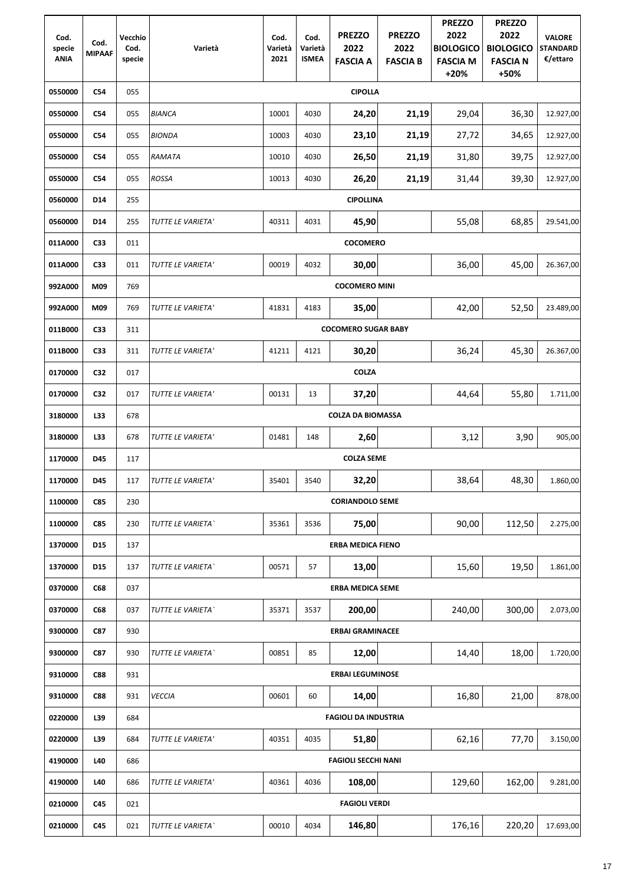| Cod. specie ANIA | Cod. MIPAAF | Vecchio Cod. specie | Varietà | Cod. Varietà 2021 | Cod. Varietà ISMEA | PREZZO 2022 FASCIA A | PREZZO 2022 FASCIA B | PREZZO 2022 BIOLOGICO FASCIA M +20% | PREZZO 2022 BIOLOGICO FASCIA N +50% | VALORE STANDARD €/ettaro |
|---|---|---|---|---|---|---|---|---|---|---|
| **0550000** | **C54** | 055 | **CIPOLLA** | | | | | | | |
| **0550000** | **C54** | 055 | *BIANCA* | 10001 | 4030 | **24,20** | **21,19** | 29,04 | 36,30 | 12.927,00 |
| **0550000** | **C54** | 055 | *BIONDA* | 10003 | 4030 | **23,10** | **21,19** | 27,72 | 34,65 | 12.927,00 |
| **0550000** | **C54** | 055 | *RAMATA* | 10010 | 4030 | **26,50** | **21,19** | 31,80 | 39,75 | 12.927,00 |
| **0550000** | **C54** | 055 | *ROSSA* | 10013 | 4030 | **26,20** | **21,19** | 31,44 | 39,30 | 12.927,00 |
| **0560000** | **D14** | 255 | **CIPOLLINA** | | | | | | | |
| **0560000** | **D14** | 255 | *TUTTE LE VARIETA'* | 40311 | 4031 | **45,90** | | 55,08 | 68,85 | 29.541,00 |
| **011A000** | **C33** | 011 | **COCOMERO** | | | | | | | |
| **011A000** | **C33** | 011 | *TUTTE LE VARIETA'* | 00019 | 4032 | **30,00** | | 36,00 | 45,00 | 26.367,00 |
| **992A000** | **M09** | 769 | **COCOMERO MINI** | | | | | | | |
| **992A000** | **M09** | 769 | *TUTTE LE VARIETA'* | 41831 | 4183 | **35,00** | | 42,00 | 52,50 | 23.489,00 |
| **011B000** | **C33** | 311 | **COCOMERO SUGAR BABY** | | | | | | | |
| **011B000** | **C33** | 311 | *TUTTE LE VARIETA'* | 41211 | 4121 | **30,20** | | 36,24 | 45,30 | 26.367,00 |
| **0170000** | **C32** | 017 | **COLZA** | | | | | | | |
| **0170000** | **C32** | 017 | *TUTTE LE VARIETA'* | 00131 | 13 | **37,20** | | 44,64 | 55,80 | 1.711,00 |
| **3180000** | **L33** | 678 | **COLZA DA BIOMASSA** | | | | | | | |
| **3180000** | **L33** | 678 | *TUTTE LE VARIETA'* | 01481 | 148 | **2,60** | | 3,12 | 3,90 | 905,00 |
| **1170000** | **D45** | 117 | **COLZA SEME** | | | | | | | |
| **1170000** | **D45** | 117 | *TUTTE LE VARIETA'* | 35401 | 3540 | **32,20** | | 38,64 | 48,30 | 1.860,00 |
| **1100000** | **C85** | 230 | **CORIANDOLO SEME** | | | | | | | |
| **1100000** | **C85** | 230 | *TUTTE LE VARIETA`* | 35361 | 3536 | **75,00** | | 90,00 | 112,50 | 2.275,00 |
| **1370000** | **D15** | 137 | **ERBA MEDICA FIENO** | | | | | | | |
| **1370000** | **D15** | 137 | *TUTTE LE VARIETA`* | 00571 | 57 | **13,00** | | 15,60 | 19,50 | 1.861,00 |
| **0370000** | **C68** | 037 | **ERBA MEDICA SEME** | | | | | | | |
| **0370000** | **C68** | 037 | *TUTTE LE VARIETA`* | 35371 | 3537 | **200,00** | | 240,00 | 300,00 | 2.073,00 |
| **9300000** | **C87** | 930 | **ERBAI GRAMINACEE** | | | | | | | |
| **9300000** | **C87** | 930 | *TUTTE LE VARIETA`* | 00851 | 85 | **12,00** | | 14,40 | 18,00 | 1.720,00 |
| **9310000** | **C88** | 931 | **ERBAI LEGUMINOSE** | | | | | | | |
| **9310000** | **C88** | 931 | *VECCIA* | 00601 | 60 | **14,00** | | 16,80 | 21,00 | 878,00 |
| **0220000** | **L39** | 684 | **FAGIOLI DA INDUSTRIA** | | | | | | | |
| **0220000** | **L39** | 684 | *TUTTE LE VARIETA'* | 40351 | 4035 | **51,80** | | 62,16 | 77,70 | 3.150,00 |
| **4190000** | **L40** | 686 | **FAGIOLI SECCHI NANI** | | | | | | | |
| **4190000** | **L40** | 686 | *TUTTE LE VARIETA'* | 40361 | 4036 | **108,00** | | 129,60 | 162,00 | 9.281,00 |
| **0210000** | **C45** | 021 | **FAGIOLI VERDI** | | | | | | | |
| **0210000** | **C45** | 021 | *TUTTE LE VARIETA`* | 00010 | 4034 | **146,80** | | 176,16 | 220,20 | 17.693,00 |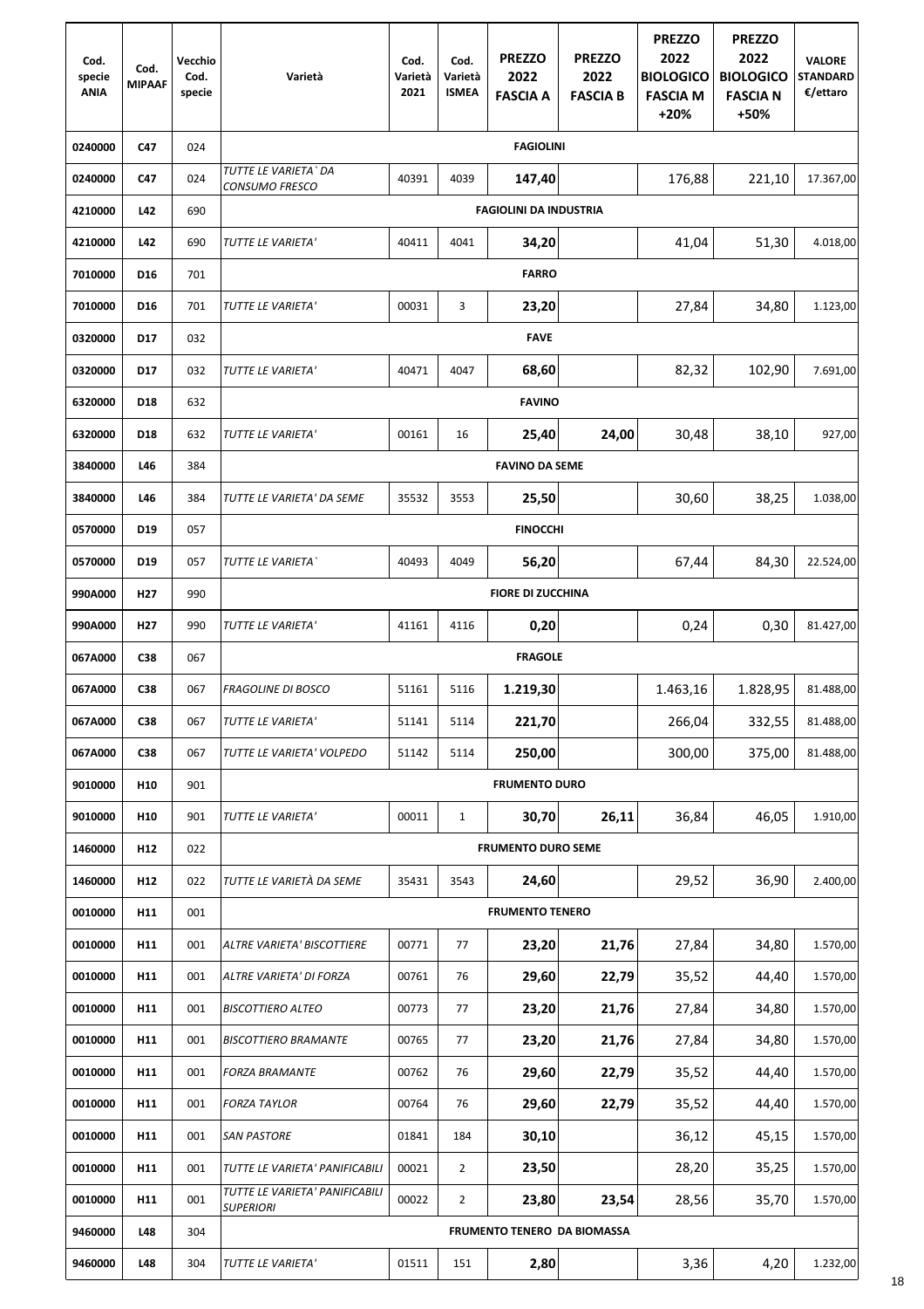| Cod. specie ANIA | Cod. MIPAAF | Vecchio Cod. specie | Varietà | Cod. Varietà 2021 | Cod. Varietà ISMEA | PREZZO 2022 FASCIA A | PREZZO 2022 FASCIA B | PREZZO 2022 BIOLOGICO FASCIA M +20% | PREZZO 2022 BIOLOGICO FASCIA N +50% | VALORE STANDARD €/ettaro |
|---|---|---|---|---|---|---|---|---|---|---|
| 0240000 | C47 | 024 | FAGIOLINI | | | | | | | |
| 0240000 | C47 | 024 | *TUTTE LE VARIETA` DA CONSUMO FRESCO* | 40391 | 4039 | **147,40** | | 176,88 | 221,10 | 17.367,00 |
| 4210000 | L42 | 690 | FAGIOLINI DA INDUSTRIA | | | | | | | |
| 4210000 | L42 | 690 | *TUTTE LE VARIETA'* | 40411 | 4041 | **34,20** | | 41,04 | 51,30 | 4.018,00 |
| 7010000 | D16 | 701 | FARRO | | | | | | | |
| 7010000 | D16 | 701 | *TUTTE LE VARIETA'* | 00031 | 3 | **23,20** | | 27,84 | 34,80 | 1.123,00 |
| 0320000 | D17 | 032 | FAVE | | | | | | | |
| 0320000 | D17 | 032 | *TUTTE LE VARIETA'* | 40471 | 4047 | **68,60** | | 82,32 | 102,90 | 7.691,00 |
| 6320000 | D18 | 632 | FAVINO | | | | | | | |
| 6320000 | D18 | 632 | *TUTTE LE VARIETA'* | 00161 | 16 | **25,40** | **24,00** | 30,48 | 38,10 | 927,00 |
| 3840000 | L46 | 384 | FAVINO DA SEME | | | | | | | |
| 3840000 | L46 | 384 | *TUTTE LE VARIETA' DA SEME* | 35532 | 3553 | **25,50** | | 30,60 | 38,25 | 1.038,00 |
| 0570000 | D19 | 057 | FINOCCHI | | | | | | | |
| 0570000 | D19 | 057 | *TUTTE LE VARIETA`* | 40493 | 4049 | **56,20** | | 67,44 | 84,30 | 22.524,00 |
| 990A000 | H27 | 990 | FIORE DI ZUCCHINA | | | | | | | |
| 990A000 | H27 | 990 | *TUTTE LE VARIETA'* | 41161 | 4116 | **0,20** | | 0,24 | 0,30 | 81.427,00 |
| 067A000 | C38 | 067 | FRAGOLE | | | | | | | |
| 067A000 | C38 | 067 | *FRAGOLINE DI BOSCO* | 51161 | 5116 | **1.219,30** | | 1.463,16 | 1.828,95 | 81.488,00 |
| 067A000 | C38 | 067 | *TUTTE LE VARIETA'* | 51141 | 5114 | **221,70** | | 266,04 | 332,55 | 81.488,00 |
| 067A000 | C38 | 067 | *TUTTE LE VARIETA' VOLPEDO* | 51142 | 5114 | **250,00** | | 300,00 | 375,00 | 81.488,00 |
| 9010000 | H10 | 901 | FRUMENTO DURO | | | | | | | |
| 9010000 | H10 | 901 | *TUTTE LE VARIETA'* | 00011 | 1 | **30,70** | **26,11** | 36,84 | 46,05 | 1.910,00 |
| 1460000 | H12 | 022 | FRUMENTO DURO SEME | | | | | | | |
| 1460000 | H12 | 022 | *TUTTE LE VARIETÀ DA SEME* | 35431 | 3543 | **24,60** | | 29,52 | 36,90 | 2.400,00 |
| 0010000 | H11 | 001 | FRUMENTO TENERO | | | | | | | |
| 0010000 | H11 | 001 | *ALTRE VARIETA' BISCOTTIERE* | 00771 | 77 | **23,20** | **21,76** | 27,84 | 34,80 | 1.570,00 |
| 0010000 | H11 | 001 | *ALTRE VARIETA' DI FORZA* | 00761 | 76 | **29,60** | **22,79** | 35,52 | 44,40 | 1.570,00 |
| 0010000 | H11 | 001 | *BISCOTTIERO ALTEO* | 00773 | 77 | **23,20** | **21,76** | 27,84 | 34,80 | 1.570,00 |
| 0010000 | H11 | 001 | *BISCOTTIERO BRAMANTE* | 00765 | 77 | **23,20** | **21,76** | 27,84 | 34,80 | 1.570,00 |
| 0010000 | H11 | 001 | *FORZA BRAMANTE* | 00762 | 76 | **29,60** | **22,79** | 35,52 | 44,40 | 1.570,00 |
| 0010000 | H11 | 001 | *FORZA TAYLOR* | 00764 | 76 | **29,60** | **22,79** | 35,52 | 44,40 | 1.570,00 |
| 0010000 | H11 | 001 | *SAN PASTORE* | 01841 | 184 | **30,10** | | 36,12 | 45,15 | 1.570,00 |
| 0010000 | H11 | 001 | *TUTTE LE VARIETA' PANIFICABILI* | 00021 | 2 | **23,50** | | 28,20 | 35,25 | 1.570,00 |
| 0010000 | H11 | 001 | *TUTTE LE VARIETA' PANIFICABILI SUPERIORI* | 00022 | 2 | **23,80** | **23,54** | 28,56 | 35,70 | 1.570,00 |
| 9460000 | L48 | 304 | FRUMENTO TENERO DA BIOMASSA | | | | | | | |
| 9460000 | L48 | 304 | *TUTTE LE VARIETA'* | 01511 | 151 | **2,80** | | 3,36 | 4,20 | 1.232,00 |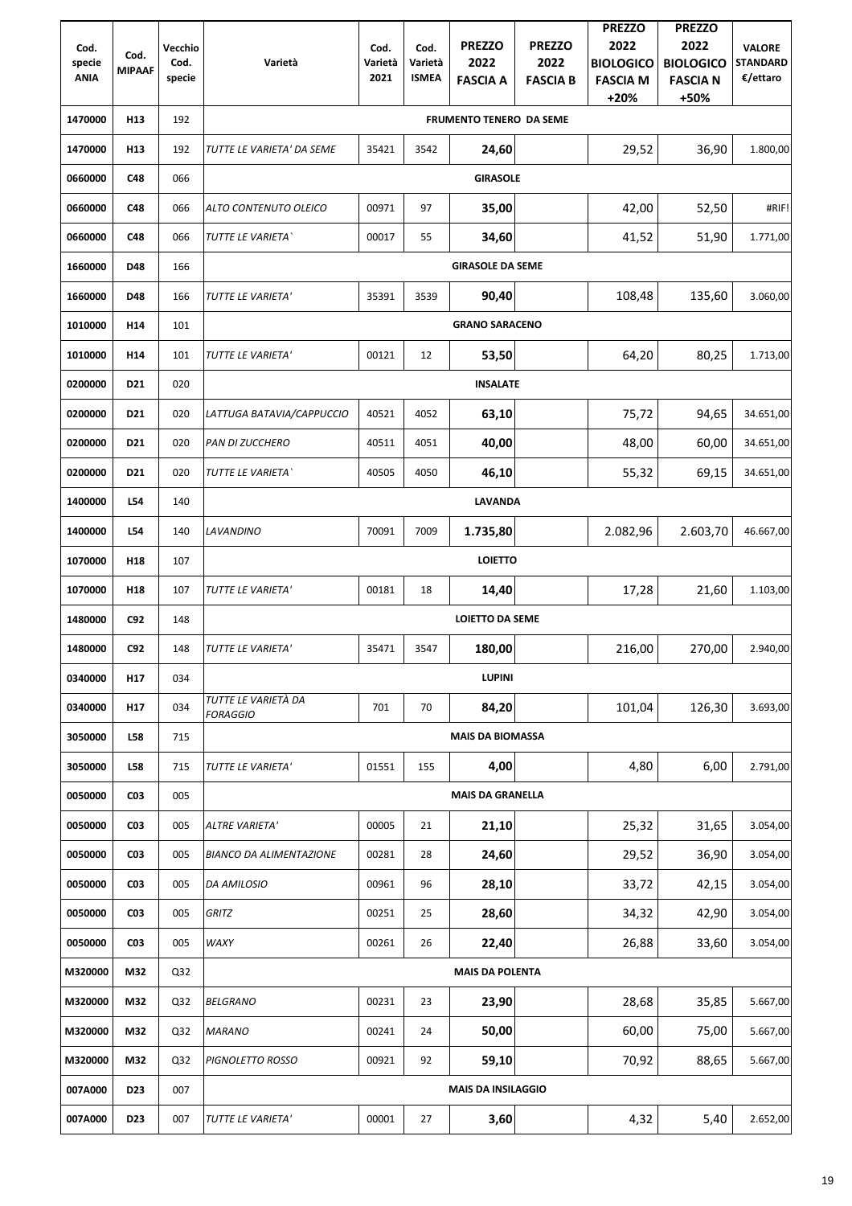| Cod. specie ANIA | Cod. MIPAAF | Vecchio Cod. specie | Varietà | Cod. Varietà 2021 | Cod. Varietà ISMEA | PREZZO 2022 FASCIA A | PREZZO 2022 FASCIA B | PREZZO 2022 BIOLOGICO FASCIA M +20% | PREZZO 2022 BIOLOGICO FASCIA N +50% | VALORE STANDARD €/ettaro |
|---|---|---|---|---|---|---|---|---|---|---|
| 1470000 | H13 | 192 | FRUMENTO TENERO DA SEME | | | | | | | |
| 1470000 | H13 | 192 | *TUTTE LE VARIETA' DA SEME* | 35421 | 3542 | **24,60** | | 29,52 | 36,90 | 1.800,00 |
| 0660000 | C48 | 066 | GIRASOLE | | | | | | | |
| 0660000 | C48 | 066 | *ALTO CONTENUTO OLEICO* | 00971 | 97 | **35,00** | | 42,00 | 52,50 | #RIF! |
| 0660000 | C48 | 066 | *TUTTE LE VARIETA`* | 00017 | 55 | **34,60** | | 41,52 | 51,90 | 1.771,00 |
| 1660000 | D48 | 166 | GIRASOLE DA SEME | | | | | | | |
| 1660000 | D48 | 166 | *TUTTE LE VARIETA'* | 35391 | 3539 | **90,40** | | 108,48 | 135,60 | 3.060,00 |
| 1010000 | H14 | 101 | GRANO SARACENO | | | | | | | |
| 1010000 | H14 | 101 | *TUTTE LE VARIETA'* | 00121 | 12 | **53,50** | | 64,20 | 80,25 | 1.713,00 |
| 0200000 | D21 | 020 | INSALATE | | | | | | | |
| 0200000 | D21 | 020 | *LATTUGA BATAVIA/CAPPUCCIO* | 40521 | 4052 | **63,10** | | 75,72 | 94,65 | 34.651,00 |
| 0200000 | D21 | 020 | *PAN DI ZUCCHERO* | 40511 | 4051 | **40,00** | | 48,00 | 60,00 | 34.651,00 |
| 0200000 | D21 | 020 | *TUTTE LE VARIETA`* | 40505 | 4050 | **46,10** | | 55,32 | 69,15 | 34.651,00 |
| 1400000 | L54 | 140 | LAVANDA | | | | | | | |
| 1400000 | L54 | 140 | *LAVANDINO* | 70091 | 7009 | **1.735,80** | | 2.082,96 | 2.603,70 | 46.667,00 |
| 1070000 | H18 | 107 | LOIETTO | | | | | | | |
| 1070000 | H18 | 107 | *TUTTE LE VARIETA'* | 00181 | 18 | **14,40** | | 17,28 | 21,60 | 1.103,00 |
| 1480000 | C92 | 148 | LOIETTO DA SEME | | | | | | | |
| 1480000 | C92 | 148 | *TUTTE LE VARIETA'* | 35471 | 3547 | **180,00** | | 216,00 | 270,00 | 2.940,00 |
| 0340000 | H17 | 034 | LUPINI | | | | | | | |
| 0340000 | H17 | 034 | *TUTTE LE VARIETÀ DA FORAGGIO* | 701 | 70 | **84,20** | | 101,04 | 126,30 | 3.693,00 |
| 3050000 | L58 | 715 | MAIS DA BIOMASSA | | | | | | | |
| 3050000 | L58 | 715 | *TUTTE LE VARIETA'* | 01551 | 155 | **4,00** | | 4,80 | 6,00 | 2.791,00 |
| 0050000 | C03 | 005 | MAIS DA GRANELLA | | | | | | | |
| 0050000 | C03 | 005 | *ALTRE VARIETA'* | 00005 | 21 | **21,10** | | 25,32 | 31,65 | 3.054,00 |
| 0050000 | C03 | 005 | *BIANCO DA ALIMENTAZIONE* | 00281 | 28 | **24,60** | | 29,52 | 36,90 | 3.054,00 |
| 0050000 | C03 | 005 | *DA AMILOSIO* | 00961 | 96 | **28,10** | | 33,72 | 42,15 | 3.054,00 |
| 0050000 | C03 | 005 | *GRITZ* | 00251 | 25 | **28,60** | | 34,32 | 42,90 | 3.054,00 |
| 0050000 | C03 | 005 | *WAXY* | 00261 | 26 | **22,40** | | 26,88 | 33,60 | 3.054,00 |
| M320000 | M32 | Q32 | MAIS DA POLENTA | | | | | | | |
| M320000 | M32 | Q32 | *BELGRANO* | 00231 | 23 | **23,90** | | 28,68 | 35,85 | 5.667,00 |
| M320000 | M32 | Q32 | *MARANO* | 00241 | 24 | **50,00** | | 60,00 | 75,00 | 5.667,00 |
| M320000 | M32 | Q32 | *PIGNOLETTO ROSSO* | 00921 | 92 | **59,10** | | 70,92 | 88,65 | 5.667,00 |
| 007A000 | D23 | 007 | MAIS DA INSILAGGIO | | | | | | | |
| 007A000 | D23 | 007 | *TUTTE LE VARIETA'* | 00001 | 27 | **3,60** | | 4,32 | 5,40 | 2.652,00 |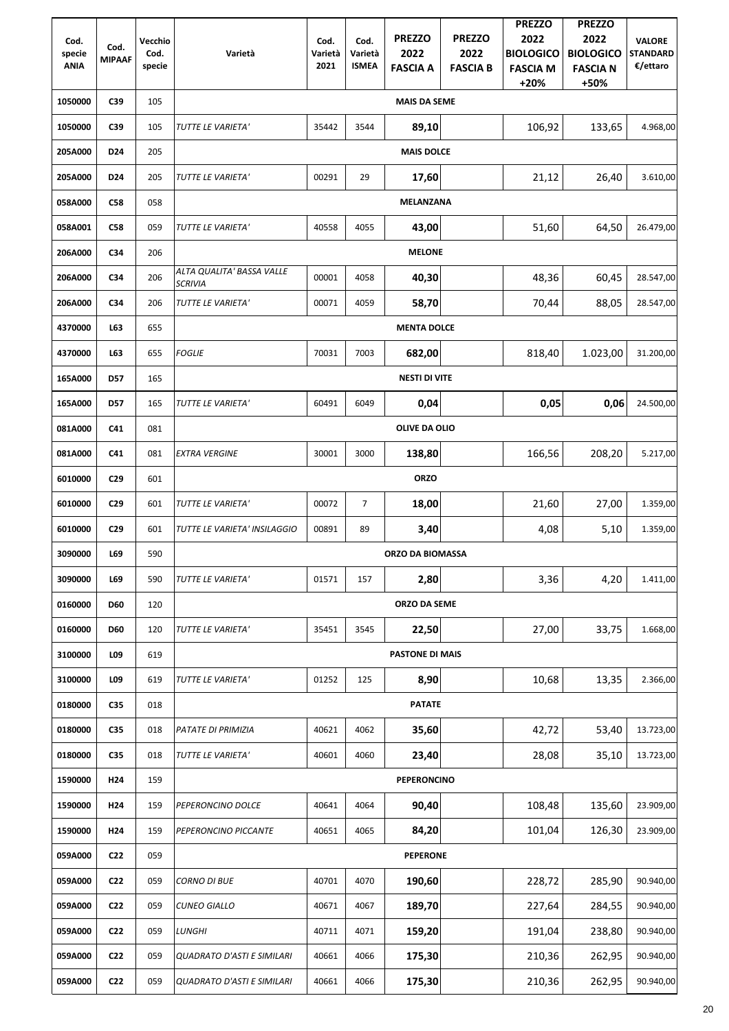| Cod. specie ANIA | Cod. MIPAAF | Vecchio Cod. specie | Varietà | Cod. Varietà 2021 | Cod. Varietà ISMEA | PREZZO 2022 FASCIA A | PREZZO 2022 FASCIA B | PREZZO 2022 BIOLOGICO FASCIA M +20% | PREZZO 2022 BIOLOGICO FASCIA N +50% | VALORE STANDARD €/ettaro |
|---|---|---|---|---|---|---|---|---|---|---|
| 1050000 | C39 | 105 | MAIS DA SEME | | | | | | | |
| 1050000 | C39 | 105 | *TUTTE LE VARIETA'* | 35442 | 3544 | **89,10** | | 106,92 | 133,65 | 4.968,00 |
| 205A000 | D24 | 205 | MAIS DOLCE | | | | | | | |
| 205A000 | D24 | 205 | *TUTTE LE VARIETA'* | 00291 | 29 | **17,60** | | 21,12 | 26,40 | 3.610,00 |
| 058A000 | C58 | 058 | MELANZANA | | | | | | | |
| 058A001 | C58 | 059 | *TUTTE LE VARIETA'* | 40558 | 4055 | **43,00** | | 51,60 | 64,50 | 26.479,00 |
| 206A000 | C34 | 206 | MELONE | | | | | | | |
| 206A000 | C34 | 206 | *ALTA QUALITA' BASSA VALLE SCRIVIA* | 00001 | 4058 | **40,30** | | 48,36 | 60,45 | 28.547,00 |
| 206A000 | C34 | 206 | *TUTTE LE VARIETA'* | 00071 | 4059 | **58,70** | | 70,44 | 88,05 | 28.547,00 |
| 4370000 | L63 | 655 | MENTA DOLCE | | | | | | | |
| 4370000 | L63 | 655 | *FOGLIE* | 70031 | 7003 | **682,00** | | 818,40 | 1.023,00 | 31.200,00 |
| 165A000 | D57 | 165 | NESTI DI VITE | | | | | | | |
| 165A000 | D57 | 165 | *TUTTE LE VARIETA'* | 60491 | 6049 | **0,04** | | **0,05** | **0,06** | 24.500,00 |
| 081A000 | C41 | 081 | OLIVE DA OLIO | | | | | | | |
| 081A000 | C41 | 081 | *EXTRA VERGINE* | 30001 | 3000 | **138,80** | | 166,56 | 208,20 | 5.217,00 |
| 6010000 | C29 | 601 | ORZO | | | | | | | |
| 6010000 | C29 | 601 | *TUTTE LE VARIETA'* | 00072 | 7 | **18,00** | | 21,60 | 27,00 | 1.359,00 |
| 6010000 | C29 | 601 | *TUTTE LE VARIETA' INSILAGGIO* | 00891 | 89 | **3,40** | | 4,08 | 5,10 | 1.359,00 |
| 3090000 | L69 | 590 | ORZO DA BIOMASSA | | | | | | | |
| 3090000 | L69 | 590 | *TUTTE LE VARIETA'* | 01571 | 157 | **2,80** | | 3,36 | 4,20 | 1.411,00 |
| 0160000 | D60 | 120 | ORZO DA SEME | | | | | | | |
| 0160000 | D60 | 120 | *TUTTE LE VARIETA'* | 35451 | 3545 | **22,50** | | 27,00 | 33,75 | 1.668,00 |
| 3100000 | L09 | 619 | PASTONE DI MAIS | | | | | | | |
| 3100000 | L09 | 619 | *TUTTE LE VARIETA'* | 01252 | 125 | **8,90** | | 10,68 | 13,35 | 2.366,00 |
| 0180000 | C35 | 018 | PATATE | | | | | | | |
| 0180000 | C35 | 018 | *PATATE DI PRIMIZIA* | 40621 | 4062 | **35,60** | | 42,72 | 53,40 | 13.723,00 |
| 0180000 | C35 | 018 | *TUTTE LE VARIETA'* | 40601 | 4060 | **23,40** | | 28,08 | 35,10 | 13.723,00 |
| 1590000 | H24 | 159 | PEPERONCINO | | | | | | | |
| 1590000 | H24 | 159 | *PEPERONCINO DOLCE* | 40641 | 4064 | **90,40** | | 108,48 | 135,60 | 23.909,00 |
| 1590000 | H24 | 159 | *PEPERONCINO PICCANTE* | 40651 | 4065 | **84,20** | | 101,04 | 126,30 | 23.909,00 |
| 059A000 | C22 | 059 | PEPERONE | | | | | | | |
| 059A000 | C22 | 059 | *CORNO DI BUE* | 40701 | 4070 | **190,60** | | 228,72 | 285,90 | 90.940,00 |
| 059A000 | C22 | 059 | *CUNEO GIALLO* | 40671 | 4067 | **189,70** | | 227,64 | 284,55 | 90.940,00 |
| 059A000 | C22 | 059 | *LUNGHI* | 40711 | 4071 | **159,20** | | 191,04 | 238,80 | 90.940,00 |
| 059A000 | C22 | 059 | *QUADRATO D'ASTI E SIMILARI* | 40661 | 4066 | **175,30** | | 210,36 | 262,95 | 90.940,00 |
| 059A000 | C22 | 059 | *QUADRATO D'ASTI E SIMILARI* | 40661 | 4066 | **175,30** | | 210,36 | 262,95 | 90.940,00 |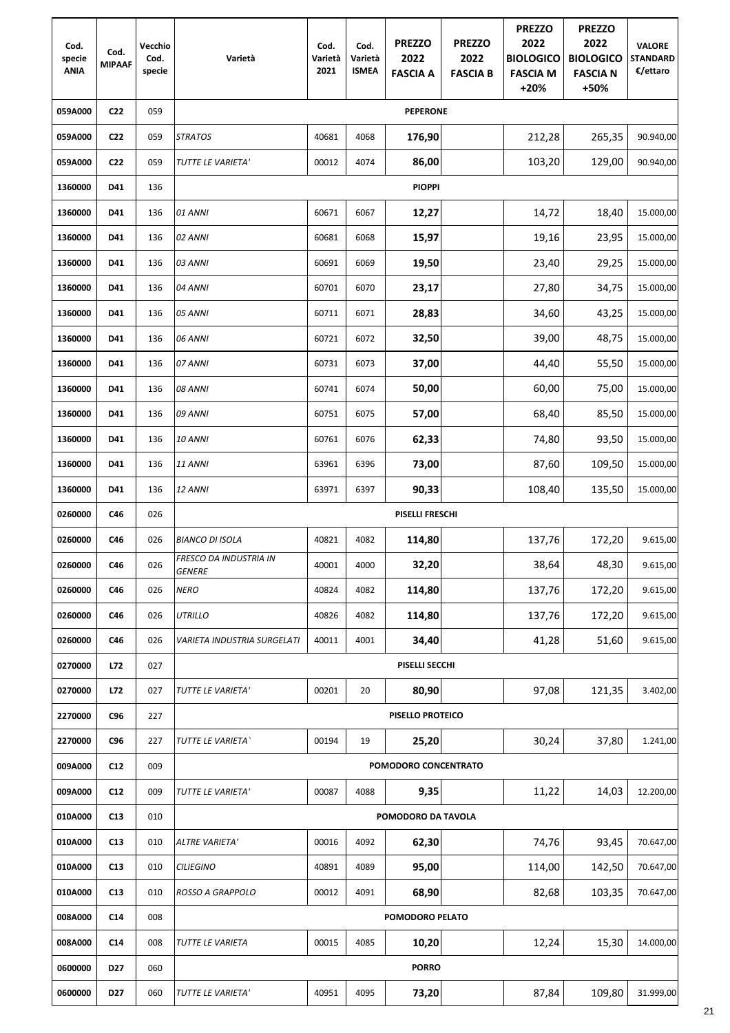| Cod. specie ANIA | Cod. MIPAAF | Vecchio Cod. specie | Varietà | Cod. Varietà 2021 | Cod. Varietà ISMEA | PREZZO 2022 FASCIA A | PREZZO 2022 FASCIA B | PREZZO 2022 BIOLOGICO FASCIA M +20% | PREZZO 2022 BIOLOGICO FASCIA N +50% | VALORE STANDARD €/ettaro |
|---|---|---|---|---|---|---|---|---|---|---|
| 059A000 | C22 | 059 | **PEPERONE** | | | | | | | |
| 059A000 | C22 | 059 | *STRATOS* | 40681 | 4068 | **176,90** | | 212,28 | 265,35 | 90.940,00 |
| 059A000 | C22 | 059 | *TUTTE LE VARIETA'* | 00012 | 4074 | **86,00** | | 103,20 | 129,00 | 90.940,00 |
| 1360000 | D41 | 136 | **PIOPPI** | | | | | | | |
| 1360000 | D41 | 136 | *01 ANNI* | 60671 | 6067 | **12,27** | | 14,72 | 18,40 | 15.000,00 |
| 1360000 | D41 | 136 | *02 ANNI* | 60681 | 6068 | **15,97** | | 19,16 | 23,95 | 15.000,00 |
| 1360000 | D41 | 136 | *03 ANNI* | 60691 | 6069 | **19,50** | | 23,40 | 29,25 | 15.000,00 |
| 1360000 | D41 | 136 | *04 ANNI* | 60701 | 6070 | **23,17** | | 27,80 | 34,75 | 15.000,00 |
| 1360000 | D41 | 136 | *05 ANNI* | 60711 | 6071 | **28,83** | | 34,60 | 43,25 | 15.000,00 |
| 1360000 | D41 | 136 | *06 ANNI* | 60721 | 6072 | **32,50** | | 39,00 | 48,75 | 15.000,00 |
| 1360000 | D41 | 136 | *07 ANNI* | 60731 | 6073 | **37,00** | | 44,40 | 55,50 | 15.000,00 |
| 1360000 | D41 | 136 | *08 ANNI* | 60741 | 6074 | **50,00** | | 60,00 | 75,00 | 15.000,00 |
| 1360000 | D41 | 136 | *09 ANNI* | 60751 | 6075 | **57,00** | | 68,40 | 85,50 | 15.000,00 |
| 1360000 | D41 | 136 | *10 ANNI* | 60761 | 6076 | **62,33** | | 74,80 | 93,50 | 15.000,00 |
| 1360000 | D41 | 136 | *11 ANNI* | 63961 | 6396 | **73,00** | | 87,60 | 109,50 | 15.000,00 |
| 1360000 | D41 | 136 | *12 ANNI* | 63971 | 6397 | **90,33** | | 108,40 | 135,50 | 15.000,00 |
| 0260000 | C46 | 026 | **PISELLI FRESCHI** | | | | | | | |
| 0260000 | C46 | 026 | *BIANCO DI ISOLA* | 40821 | 4082 | **114,80** | | 137,76 | 172,20 | 9.615,00 |
| 0260000 | C46 | 026 | *FRESCO DA INDUSTRIA IN GENERE* | 40001 | 4000 | **32,20** | | 38,64 | 48,30 | 9.615,00 |
| 0260000 | C46 | 026 | *NERO* | 40824 | 4082 | **114,80** | | 137,76 | 172,20 | 9.615,00 |
| 0260000 | C46 | 026 | *UTRILLO* | 40826 | 4082 | **114,80** | | 137,76 | 172,20 | 9.615,00 |
| 0260000 | C46 | 026 | *VARIETA INDUSTRIA SURGELATI* | 40011 | 4001 | **34,40** | | 41,28 | 51,60 | 9.615,00 |
| 0270000 | L72 | 027 | **PISELLI SECCHI** | | | | | | | |
| 0270000 | L72 | 027 | *TUTTE LE VARIETA'* | 00201 | 20 | **80,90** | | 97,08 | 121,35 | 3.402,00 |
| 2270000 | C96 | 227 | **PISELLO PROTEICO** | | | | | | | |
| 2270000 | C96 | 227 | *TUTTE LE VARIETA`* | 00194 | 19 | **25,20** | | 30,24 | 37,80 | 1.241,00 |
| 009A000 | C12 | 009 | **POMODORO CONCENTRATO** | | | | | | | |
| 009A000 | C12 | 009 | *TUTTE LE VARIETA'* | 00087 | 4088 | **9,35** | | 11,22 | 14,03 | 12.200,00 |
| 010A000 | C13 | 010 | **POMODORO DA TAVOLA** | | | | | | | |
| 010A000 | C13 | 010 | *ALTRE VARIETA'* | 00016 | 4092 | **62,30** | | 74,76 | 93,45 | 70.647,00 |
| 010A000 | C13 | 010 | *CILIEGINO* | 40891 | 4089 | **95,00** | | 114,00 | 142,50 | 70.647,00 |
| 010A000 | C13 | 010 | *ROSSO A GRAPPOLO* | 00012 | 4091 | **68,90** | | 82,68 | 103,35 | 70.647,00 |
| 008A000 | C14 | 008 | **POMODORO PELATO** | | | | | | | |
| 008A000 | C14 | 008 | *TUTTE LE VARIETA* | 00015 | 4085 | **10,20** | | 12,24 | 15,30 | 14.000,00 |
| 0600000 | D27 | 060 | **PORRO** | | | | | | | |
| 0600000 | D27 | 060 | *TUTTE LE VARIETA'* | 40951 | 4095 | **73,20** | | 87,84 | 109,80 | 31.999,00 |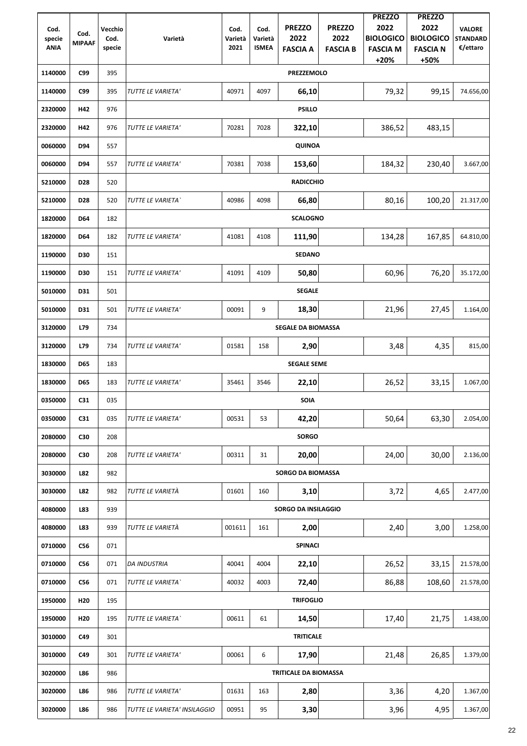| Cod. specie ANIA | Cod. MIPAAF | Vecchio Cod. specie | Varietà | Cod. Varietà 2021 | Cod. Varietà ISMEA | PREZZO 2022 FASCIA A | PREZZO 2022 FASCIA B | PREZZO 2022 BIOLOGICO FASCIA M +20% | PREZZO 2022 BIOLOGICO FASCIA N +50% | VALORE STANDARD €/ettaro |
|---|---|---|---|---|---|---|---|---|---|---|
| 1140000 | C99 | 395 | PREZZEMOLO | | | | | | | |
| 1140000 | C99 | 395 | *TUTTE LE VARIETA'* | 40971 | 4097 | **66,10** | | 79,32 | 99,15 | 74.656,00 |
| 2320000 | H42 | 976 | PSILLO | | | | | | | |
| 2320000 | H42 | 976 | *TUTTE LE VARIETA'* | 70281 | 7028 | **322,10** | | 386,52 | 483,15 | |
| 0060000 | D94 | 557 | QUINOA | | | | | | | |
| 0060000 | D94 | 557 | *TUTTE LE VARIETA'* | 70381 | 7038 | **153,60** | | 184,32 | 230,40 | 3.667,00 |
| 5210000 | D28 | 520 | RADICCHIO | | | | | | | |
| 5210000 | D28 | 520 | *TUTTE LE VARIETA`* | 40986 | 4098 | **66,80** | | 80,16 | 100,20 | 21.317,00 |
| 1820000 | D64 | 182 | SCALOGNO | | | | | | | |
| 1820000 | D64 | 182 | *TUTTE LE VARIETA'* | 41081 | 4108 | **111,90** | | 134,28 | 167,85 | 64.810,00 |
| 1190000 | D30 | 151 | SEDANO | | | | | | | |
| 1190000 | D30 | 151 | *TUTTE LE VARIETA'* | 41091 | 4109 | **50,80** | | 60,96 | 76,20 | 35.172,00 |
| 5010000 | D31 | 501 | SEGALE | | | | | | | |
| 5010000 | D31 | 501 | *TUTTE LE VARIETA'* | 00091 | 9 | **18,30** | | 21,96 | 27,45 | 1.164,00 |
| 3120000 | L79 | 734 | SEGALE DA BIOMASSA | | | | | | | |
| 3120000 | L79 | 734 | *TUTTE LE VARIETA'* | 01581 | 158 | **2,90** | | 3,48 | 4,35 | 815,00 |
| 1830000 | D65 | 183 | SEGALE SEME | | | | | | | |
| 1830000 | D65 | 183 | *TUTTE LE VARIETA'* | 35461 | 3546 | **22,10** | | 26,52 | 33,15 | 1.067,00 |
| 0350000 | C31 | 035 | SOIA | | | | | | | |
| 0350000 | C31 | 035 | *TUTTE LE VARIETA`* | 00531 | 53 | **42,20** | | 50,64 | 63,30 | 2.054,00 |
| 2080000 | C30 | 208 | SORGO | | | | | | | |
| 2080000 | C30 | 208 | *TUTTE LE VARIETA'* | 00311 | 31 | **20,00** | | 24,00 | 30,00 | 2.136,00 |
| 3030000 | L82 | 982 | SORGO DA BIOMASSA | | | | | | | |
| 3030000 | L82 | 982 | *TUTTE LE VARIETÀ* | 01601 | 160 | **3,10** | | 3,72 | 4,65 | 2.477,00 |
| 4080000 | L83 | 939 | SORGO DA INSILAGGIO | | | | | | | |
| 4080000 | L83 | 939 | *TUTTE LE VARIETÀ* | 001611 | 161 | **2,00** | | 2,40 | 3,00 | 1.258,00 |
| 0710000 | C56 | 071 | SPINACI | | | | | | | |
| 0710000 | C56 | 071 | *DA INDUSTRIA* | 40041 | 4004 | **22,10** | | 26,52 | 33,15 | 21.578,00 |
| 0710000 | C56 | 071 | *TUTTE LE VARIETA`* | 40032 | 4003 | **72,40** | | 86,88 | 108,60 | 21.578,00 |
| 1950000 | H20 | 195 | TRIFOGLIO | | | | | | | |
| 1950000 | H20 | 195 | *TUTTE LE VARIETA`* | 00611 | 61 | **14,50** | | 17,40 | 21,75 | 1.438,00 |
| 3010000 | C49 | 301 | TRITICALE | | | | | | | |
| 3010000 | C49 | 301 | *TUTTE LE VARIETA'* | 00061 | 6 | **17,90** | | 21,48 | 26,85 | 1.379,00 |
| 3020000 | L86 | 986 | TRITICALE DA BIOMASSA | | | | | | | |
| 3020000 | L86 | 986 | *TUTTE LE VARIETA'* | 01631 | 163 | **2,80** | | 3,36 | 4,20 | 1.367,00 |
| 3020000 | L86 | 986 | *TUTTE LE VARIETA' INSILAGGIO* | 00951 | 95 | **3,30** | | 3,96 | 4,95 | 1.367,00 |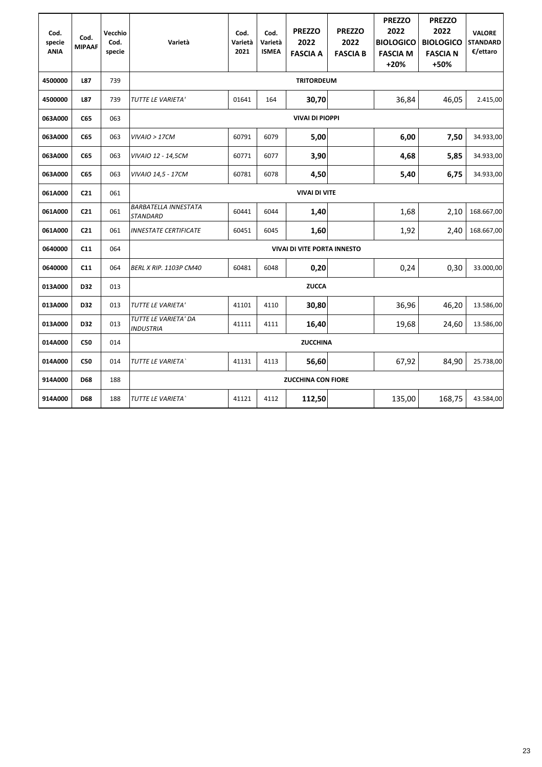| Cod. specie ANIA | Cod. MIPAAF | Vecchio Cod. specie | Varietà | Cod. Varietà 2021 | Cod. Varietà ISMEA | PREZZO 2022 FASCIA A | PREZZO 2022 FASCIA B | PREZZO 2022 BIOLOGICO FASCIA M +20% | PREZZO 2022 BIOLOGICO FASCIA N +50% | VALORE STANDARD €/ettaro |
|---|---|---|---|---|---|---|---|---|---|---|
| **4500000** | **L87** | 739 | **TRITORDEUM** | | | | | | | |
| **4500000** | **L87** | 739 | *TUTTE LE VARIETA'* | 01641 | 164 | **30,70** | | 36,84 | 46,05 | 2.415,00 |
| **063A000** | **C65** | 063 | **VIVAI DI PIOPPI** | | | | | | | |
| **063A000** | **C65** | 063 | *VIVAIO > 17CM* | 60791 | 6079 | **5,00** | | **6,00** | **7,50** | 34.933,00 |
| **063A000** | **C65** | 063 | *VIVAIO 12 - 14,5CM* | 60771 | 6077 | **3,90** | | **4,68** | **5,85** | 34.933,00 |
| **063A000** | **C65** | 063 | *VIVAIO 14,5 - 17CM* | 60781 | 6078 | **4,50** | | **5,40** | **6,75** | 34.933,00 |
| **061A000** | **C21** | 061 | **VIVAI DI VITE** | | | | | | | |
| **061A000** | **C21** | 061 | *BARBATELLA INNESTATA STANDARD* | 60441 | 6044 | **1,40** | | 1,68 | 2,10 | 168.667,00 |
| **061A000** | **C21** | 061 | *INNESTATE CERTIFICATE* | 60451 | 6045 | **1,60** | | 1,92 | 2,40 | 168.667,00 |
| **0640000** | **C11** | 064 | **VIVAI DI VITE PORTA INNESTO** | | | | | | | |
| **0640000** | **C11** | 064 | *BERL X RIP. 1103P CM40* | 60481 | 6048 | **0,20** | | 0,24 | 0,30 | 33.000,00 |
| **013A000** | **D32** | 013 | **ZUCCA** | | | | | | | |
| **013A000** | **D32** | 013 | *TUTTE LE VARIETA'* | 41101 | 4110 | **30,80** | | 36,96 | 46,20 | 13.586,00 |
| **013A000** | **D32** | 013 | *TUTTE LE VARIETA' DA INDUSTRIA* | 41111 | 4111 | **16,40** | | 19,68 | 24,60 | 13.586,00 |
| **014A000** | **C50** | 014 | **ZUCCHINA** | | | | | | | |
| **014A000** | **C50** | 014 | *TUTTE LE VARIETA`* | 41131 | 4113 | **56,60** | | 67,92 | 84,90 | 25.738,00 |
| **914A000** | **D68** | 188 | **ZUCCHINA CON FIORE** | | | | | | | |
| **914A000** | **D68** | 188 | *TUTTE LE VARIETA`* | 41121 | 4112 | **112,50** | | 135,00 | 168,75 | 43.584,00 |